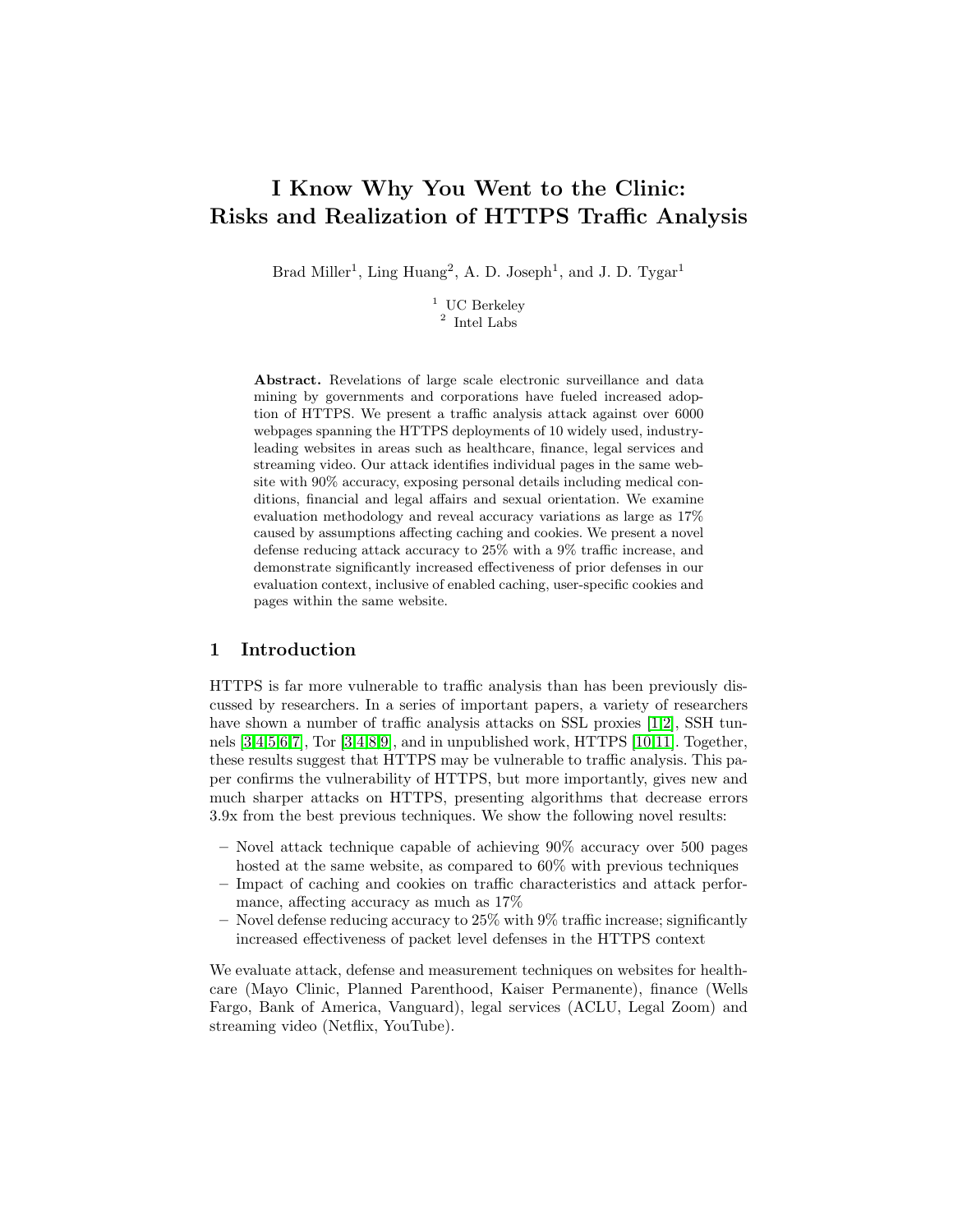# I Know Why You Went to the Clinic: Risks and Realization of HTTPS Traffic Analysis

Brad Miller[1], Ling Huang[2], A. D. Joseph[1], and J. D. Tygar[1]

[1] UC Berkeley
[2] Intel Labs

**Abstract.** Revelations of large scale electronic surveillance and data mining by governments and corporations have fueled increased adoption of HTTPS. We present a traffic analysis attack against over 6000 webpages spanning the HTTPS deployments of 10 widely used, industry-leading websites in areas such as healthcare, finance, legal services and streaming video. Our attack identifies individual pages in the same website with 90% accuracy, exposing personal details including medical conditions, financial and legal affairs and sexual orientation. We examine evaluation methodology and reveal accuracy variations as large as 17% caused by assumptions affecting caching and cookies. We present a novel defense reducing attack accuracy to 25% with a 9% traffic increase, and demonstrate significantly increased effectiveness of prior defenses in our evaluation context, inclusive of enabled caching, user-specific cookies and pages within the same website.

## 1 Introduction

HTTPS is far more vulnerable to traffic analysis than has been previously discussed by researchers. In a series of important papers, a variety of researchers have shown a number of traffic analysis attacks on SSL proxies [1,2], SSH tunnels [3,4,5,6,7], Tor [3,4,8,9], and in unpublished work, HTTPS [10,11]. Together, these results suggest that HTTPS may be vulnerable to traffic analysis. This paper confirms the vulnerability of HTTPS, but more importantly, gives new and much sharper attacks on HTTPS, presenting algorithms that decrease errors 3.9x from the best previous techniques. We show the following novel results:

- Novel attack technique capable of achieving 90% accuracy over 500 pages hosted at the same website, as compared to 60% with previous techniques
- Impact of caching and cookies on traffic characteristics and attack performance, affecting accuracy as much as 17%
- Novel defense reducing accuracy to 25% with 9% traffic increase; significantly increased effectiveness of packet level defenses in the HTTPS context

We evaluate attack, defense and measurement techniques on websites for healthcare (Mayo Clinic, Planned Parenthood, Kaiser Permanente), finance (Wells Fargo, Bank of America, Vanguard), legal services (ACLU, Legal Zoom) and streaming video (Netflix, YouTube).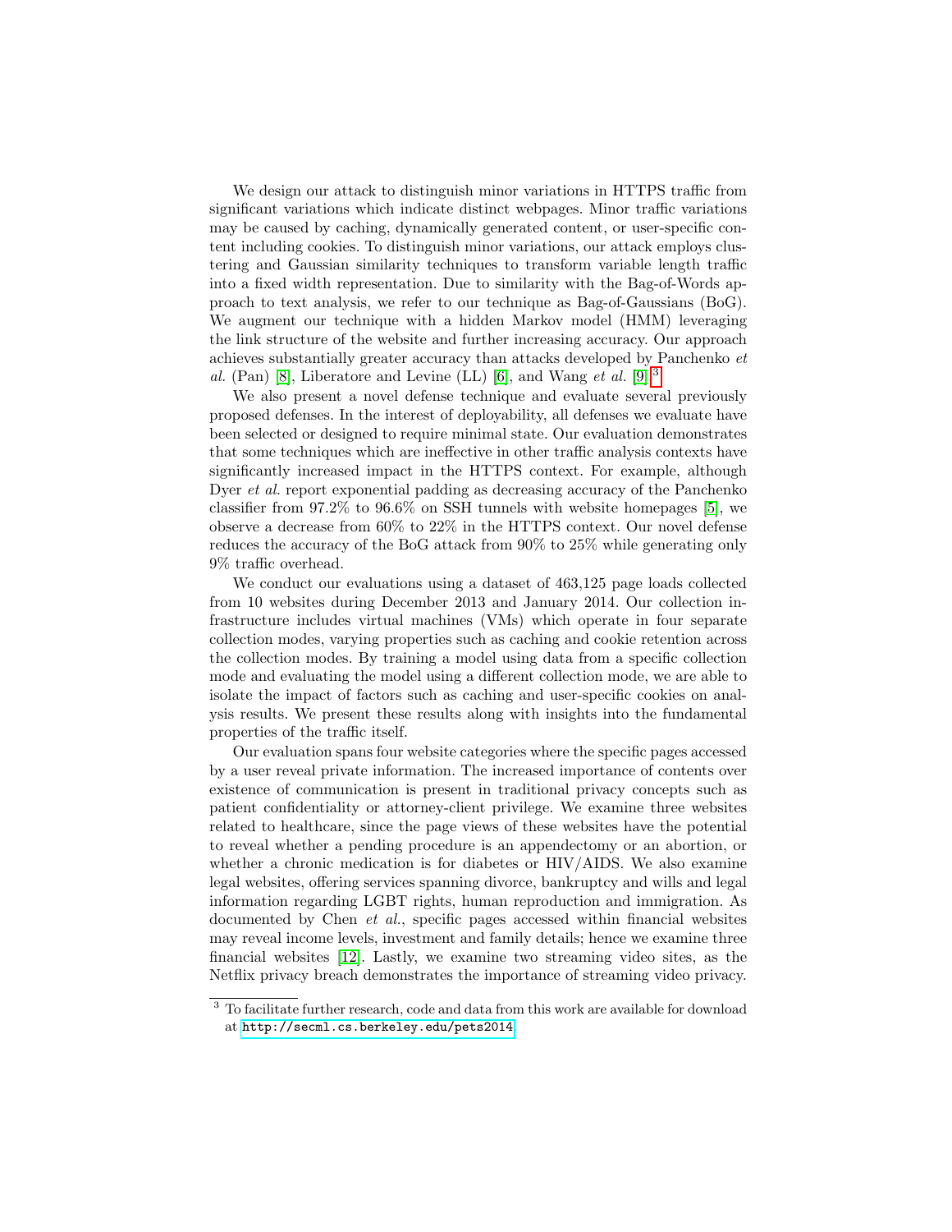We design our attack to distinguish minor variations in HTTPS traffic from significant variations which indicate distinct webpages. Minor traffic variations may be caused by caching, dynamically generated content, or user-specific content including cookies. To distinguish minor variations, our attack employs clustering and Gaussian similarity techniques to transform variable length traffic into a fixed width representation. Due to similarity with the Bag-of-Words approach to text analysis, we refer to our technique as Bag-of-Gaussians (BoG). We augment our technique with a hidden Markov model (HMM) leveraging the link structure of the website and further increasing accuracy. Our approach achieves substantially greater accuracy than attacks developed by Panchenko *et al.* (Pan) [8], Liberatore and Levine (LL) [6], and Wang *et al.* [9].[3]

We also present a novel defense technique and evaluate several previously proposed defenses. In the interest of deployability, all defenses we evaluate have been selected or designed to require minimal state. Our evaluation demonstrates that some techniques which are ineffective in other traffic analysis contexts have significantly increased impact in the HTTPS context. For example, although Dyer *et al.* report exponential padding as decreasing accuracy of the Panchenko classifier from 97.2% to 96.6% on SSH tunnels with website homepages [5], we observe a decrease from 60% to 22% in the HTTPS context. Our novel defense reduces the accuracy of the BoG attack from 90% to 25% while generating only 9% traffic overhead.

We conduct our evaluations using a dataset of 463,125 page loads collected from 10 websites during December 2013 and January 2014. Our collection infrastructure includes virtual machines (VMs) which operate in four separate collection modes, varying properties such as caching and cookie retention across the collection modes. By training a model using data from a specific collection mode and evaluating the model using a different collection mode, we are able to isolate the impact of factors such as caching and user-specific cookies on analysis results. We present these results along with insights into the fundamental properties of the traffic itself.

Our evaluation spans four website categories where the specific pages accessed by a user reveal private information. The increased importance of contents over existence of communication is present in traditional privacy concepts such as patient confidentiality or attorney-client privilege. We examine three websites related to healthcare, since the page views of these websites have the potential to reveal whether a pending procedure is an appendectomy or an abortion, or whether a chronic medication is for diabetes or HIV/AIDS. We also examine legal websites, offering services spanning divorce, bankruptcy and wills and legal information regarding LGBT rights, human reproduction and immigration. As documented by Chen *et al.*, specific pages accessed within financial websites may reveal income levels, investment and family details; hence we examine three financial websites [12]. Lastly, we examine two streaming video sites, as the Netflix privacy breach demonstrates the importance of streaming video privacy.

[3] To facilitate further research, code and data from this work are available for download at http://secml.cs.berkeley.edu/pets2014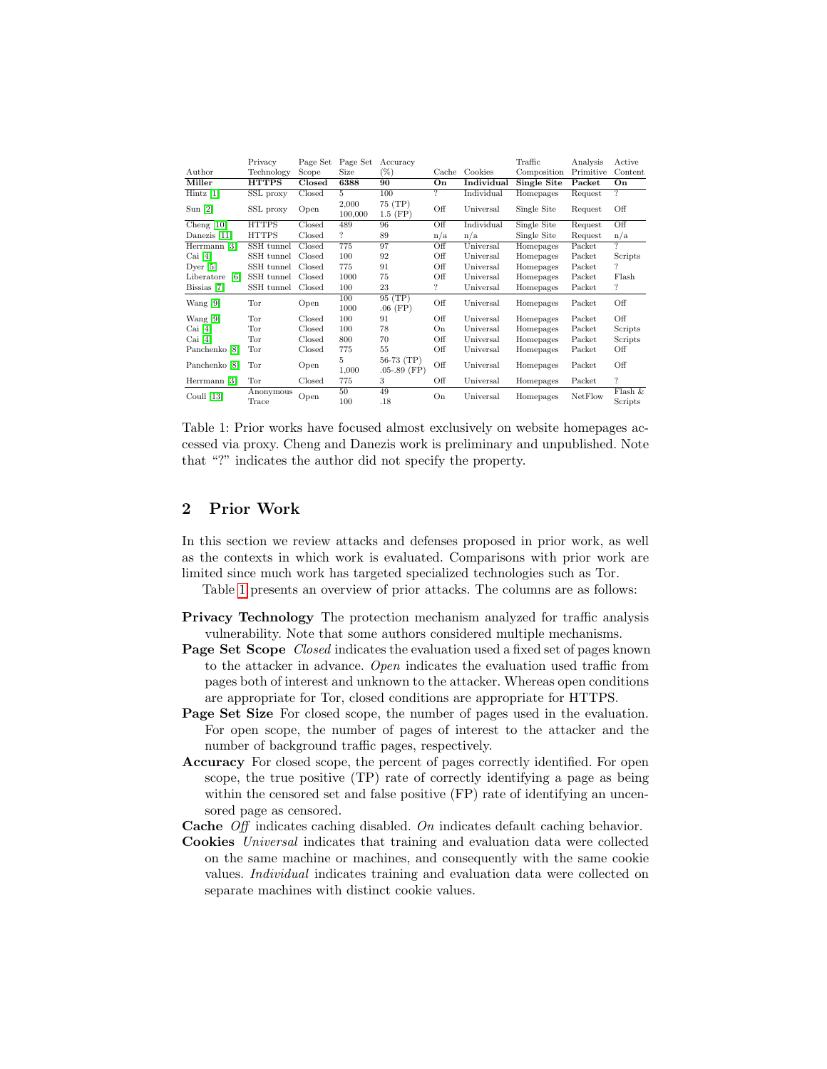| Author | Privacy Technology | Page Set Scope | Page Set Size | Accuracy (%) | Cache | Cookies | Traffic Composition | Analysis Primitive | Active Content |
|---|---|---|---|---|---|---|---|---|---|
| **Miller** | **HTTPS** | **Closed** | **6388** | **90** | **On** | **Individual** | **Single Site** | **Packet** | **On** |
| Hintz [1] | SSL proxy | Closed | 5 | 100 | ? | Individual | Homepages | Request | ? |
| Sun [2] | SSL proxy | Open | 2,000 100,000 | 75 (TP) 1.5 (FP) | Off | Universal | Single Site | Request | Off |
| Cheng [10] | HTTPS | Closed | 489 | 96 | Off | Individual | Single Site | Request | Off |
| Danezis [11] | HTTPS | Closed | ? | 89 | n/a | n/a | Single Site | Request | n/a |
| Herrmann [3] | SSH tunnel | Closed | 775 | 97 | Off | Universal | Homepages | Packet | ? |
| Cai [4] | SSH tunnel | Closed | 100 | 92 | Off | Universal | Homepages | Packet | Scripts |
| Dyer [5] | SSH tunnel | Closed | 775 | 91 | Off | Universal | Homepages | Packet | ? |
| Liberatore [6] | SSH tunnel | Closed | 1000 | 75 | Off | Universal | Homepages | Packet | Flash |
| Bissias [7] | SSH tunnel | Closed | 100 | 23 | ? | Universal | Homepages | Packet | ? |
| Wang [9] | Tor | Open | 100 1000 | 95 (TP) .06 (FP) | Off | Universal | Homepages | Packet | Off |
| Wang [9] | Tor | Closed | 100 | 91 | Off | Universal | Homepages | Packet | Off |
| Cai [4] | Tor | Closed | 100 | 78 | On | Universal | Homepages | Packet | Scripts |
| Cai [4] | Tor | Closed | 800 | 70 | Off | Universal | Homepages | Packet | Scripts |
| Panchenko [8] | Tor | Closed | 775 | 55 | Off | Universal | Homepages | Packet | Off |
| Panchenko [8] | Tor | Open | 5 1,000 | 56-73 (TP) .05-.89 (FP) | Off | Universal | Homepages | Packet | Off |
| Herrmann [3] | Tor | Closed | 775 | 3 | Off | Universal | Homepages | Packet | ? |
| Coull [13] | Anonymous Trace | Open | 50 100 | 49 .18 | On | Universal | Homepages | NetFlow | Flash & Scripts |

Table 1: Prior works have focused almost exclusively on website homepages accessed via proxy. Cheng and Danezis work is preliminary and unpublished. Note that "?" indicates the author did not specify the property.

## 2 Prior Work

In this section we review attacks and defenses proposed in prior work, as well as the contexts in which work is evaluated. Comparisons with prior work are limited since much work has targeted specialized technologies such as Tor.

Table 1 presents an overview of prior attacks. The columns are as follows:

- **Privacy Technology** The protection mechanism analyzed for traffic analysis vulnerability. Note that some authors considered multiple mechanisms.
- **Page Set Scope** *Closed* indicates the evaluation used a fixed set of pages known to the attacker in advance. *Open* indicates the evaluation used traffic from pages both of interest and unknown to the attacker. Whereas open conditions are appropriate for Tor, closed conditions are appropriate for HTTPS.
- **Page Set Size** For closed scope, the number of pages used in the evaluation. For open scope, the number of pages of interest to the attacker and the number of background traffic pages, respectively.
- **Accuracy** For closed scope, the percent of pages correctly identified. For open scope, the true positive (TP) rate of correctly identifying a page as being within the censored set and false positive (FP) rate of identifying an uncensored page as censored.
- **Cache** *Off* indicates caching disabled. *On* indicates default caching behavior.
- **Cookies** *Universal* indicates that training and evaluation data were collected on the same machine or machines, and consequently with the same cookie values. *Individual* indicates training and evaluation data were collected on separate machines with distinct cookie values.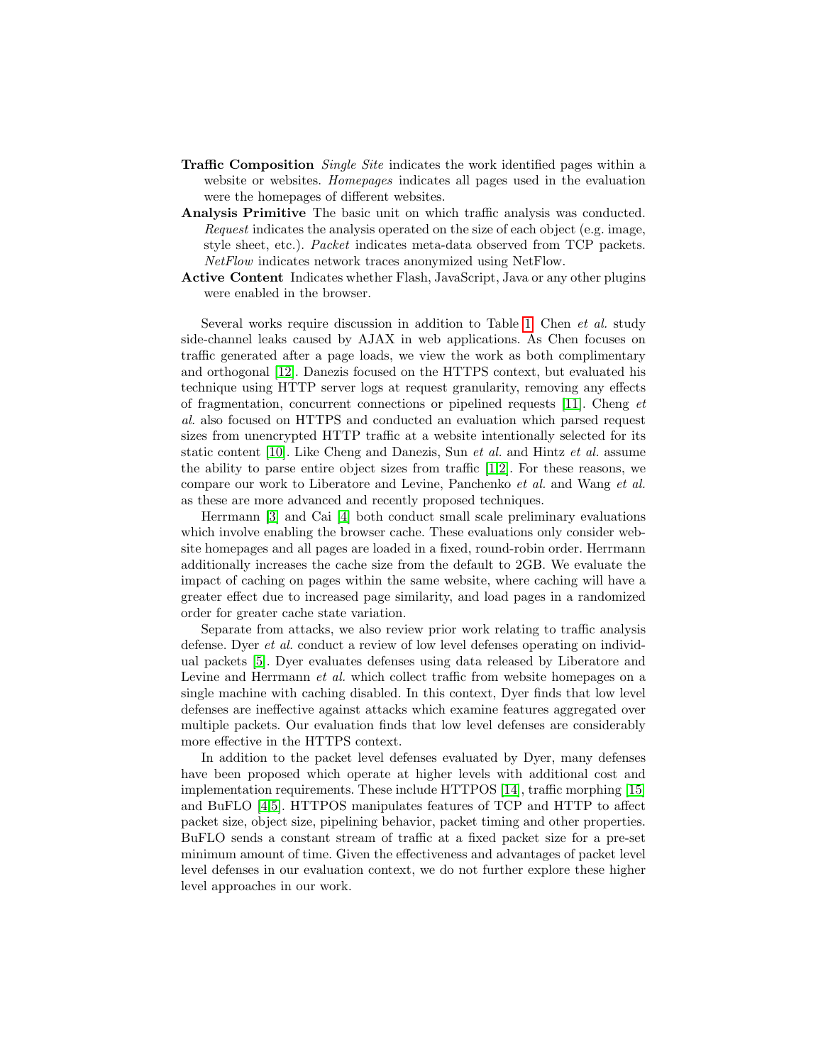**Traffic Composition** *Single Site* indicates the work identified pages within a website or websites. *Homepages* indicates all pages used in the evaluation were the homepages of different websites.

**Analysis Primitive** The basic unit on which traffic analysis was conducted. *Request* indicates the analysis operated on the size of each object (e.g. image, style sheet, etc.). *Packet* indicates meta-data observed from TCP packets. *NetFlow* indicates network traces anonymized using NetFlow.

**Active Content** Indicates whether Flash, JavaScript, Java or any other plugins were enabled in the browser.

Several works require discussion in addition to Table 1. Chen *et al.* study side-channel leaks caused by AJAX in web applications. As Chen focuses on traffic generated after a page loads, we view the work as both complimentary and orthogonal [12]. Danezis focused on the HTTPS context, but evaluated his technique using HTTP server logs at request granularity, removing any effects of fragmentation, concurrent connections or pipelined requests [11]. Cheng *et al.* also focused on HTTPS and conducted an evaluation which parsed request sizes from unencrypted HTTP traffic at a website intentionally selected for its static content [10]. Like Cheng and Danezis, Sun *et al.* and Hintz *et al.* assume the ability to parse entire object sizes from traffic [1,2]. For these reasons, we compare our work to Liberatore and Levine, Panchenko *et al.* and Wang *et al.* as these are more advanced and recently proposed techniques.

Herrmann [3] and Cai [4] both conduct small scale preliminary evaluations which involve enabling the browser cache. These evaluations only consider website homepages and all pages are loaded in a fixed, round-robin order. Herrmann additionally increases the cache size from the default to 2GB. We evaluate the impact of caching on pages within the same website, where caching will have a greater effect due to increased page similarity, and load pages in a randomized order for greater cache state variation.

Separate from attacks, we also review prior work relating to traffic analysis defense. Dyer *et al.* conduct a review of low level defenses operating on individual packets [5]. Dyer evaluates defenses using data released by Liberatore and Levine and Herrmann *et al.* which collect traffic from website homepages on a single machine with caching disabled. In this context, Dyer finds that low level defenses are ineffective against attacks which examine features aggregated over multiple packets. Our evaluation finds that low level defenses are considerably more effective in the HTTPS context.

In addition to the packet level defenses evaluated by Dyer, many defenses have been proposed which operate at higher levels with additional cost and implementation requirements. These include HTTPOS [14], traffic morphing [15] and BuFLO [4,5]. HTTPOS manipulates features of TCP and HTTP to affect packet size, object size, pipelining behavior, packet timing and other properties. BuFLO sends a constant stream of traffic at a fixed packet size for a pre-set minimum amount of time. Given the effectiveness and advantages of packet level level defenses in our evaluation context, we do not further explore these higher level approaches in our work.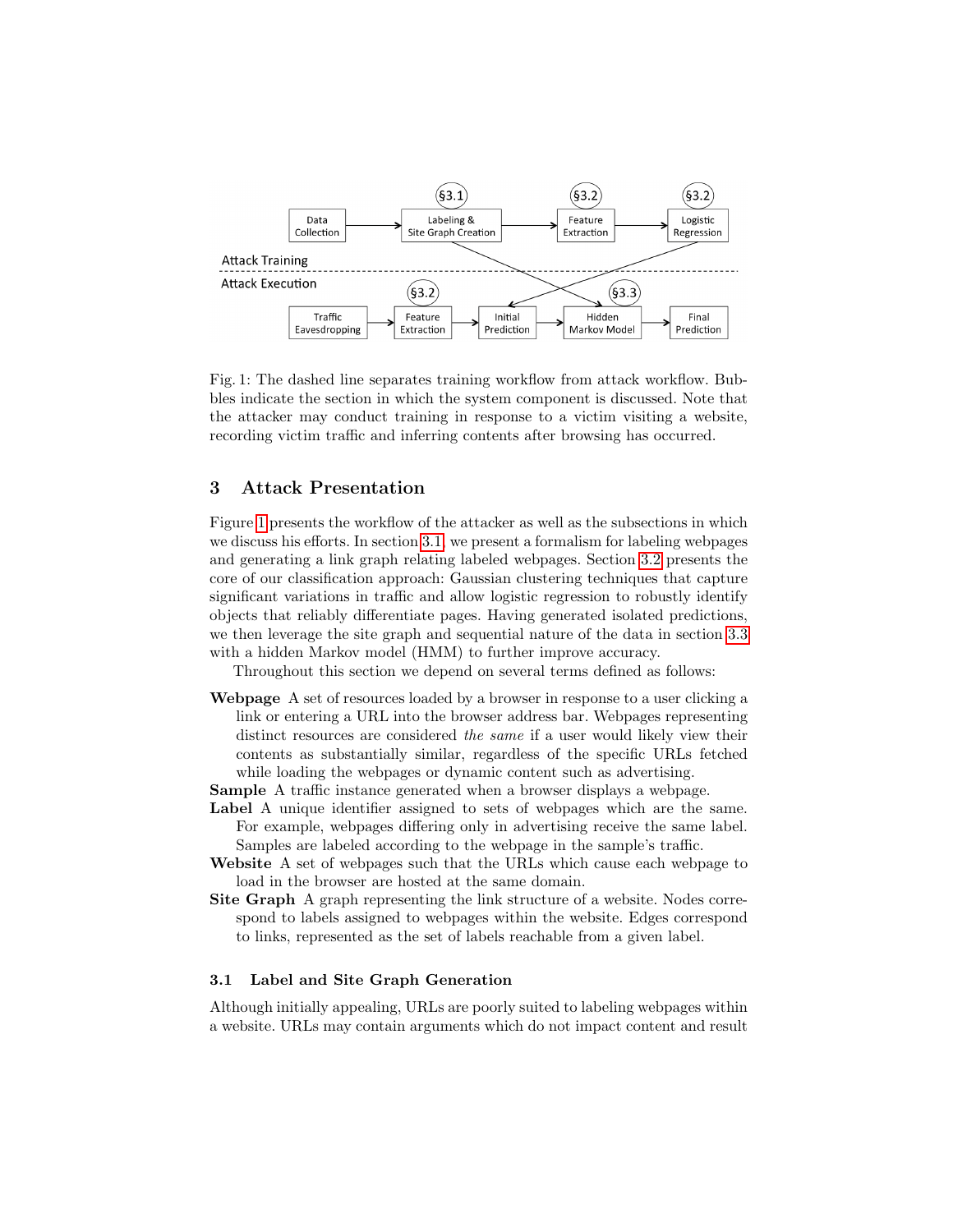§3.1

§3.2

§3.2

Data Collection

Labeling & Site Graph Creation

Feature Extraction

Logistic Regression

Attack Training

Attack Execution

§3.2

§3.3

Traffic Eavesdropping

Feature Extraction

Initial Prediction

Hidden Markov Model

Final Prediction

Fig. 1: The dashed line separates training workflow from attack workflow. Bubbles indicate the section in which the system component is discussed. Note that the attacker may conduct training in response to a victim visiting a website, recording victim traffic and inferring contents after browsing has occurred.

## 3 Attack Presentation

Figure 1 presents the workflow of the attacker as well as the subsections in which we discuss his efforts. In section 3.1, we present a formalism for labeling webpages and generating a link graph relating labeled webpages. Section 3.2 presents the core of our classification approach: Gaussian clustering techniques that capture significant variations in traffic and allow logistic regression to robustly identify objects that reliably differentiate pages. Having generated isolated predictions, we then leverage the site graph and sequential nature of the data in section 3.3 with a hidden Markov model (HMM) to further improve accuracy.

Throughout this section we depend on several terms defined as follows:

**Webpage** A set of resources loaded by a browser in response to a user clicking a link or entering a URL into the browser address bar. Webpages representing distinct resources are considered *the same* if a user would likely view their contents as substantially similar, regardless of the specific URLs fetched while loading the webpages or dynamic content such as advertising.

**Sample** A traffic instance generated when a browser displays a webpage.

**Label** A unique identifier assigned to sets of webpages which are the same. For example, webpages differing only in advertising receive the same label. Samples are labeled according to the webpage in the sample's traffic.

**Website** A set of webpages such that the URLs which cause each webpage to load in the browser are hosted at the same domain.

**Site Graph** A graph representing the link structure of a website. Nodes correspond to labels assigned to webpages within the website. Edges correspond to links, represented as the set of labels reachable from a given label.

### 3.1 Label and Site Graph Generation

Although initially appealing, URLs are poorly suited to labeling webpages within a website. URLs may contain arguments which do not impact content and result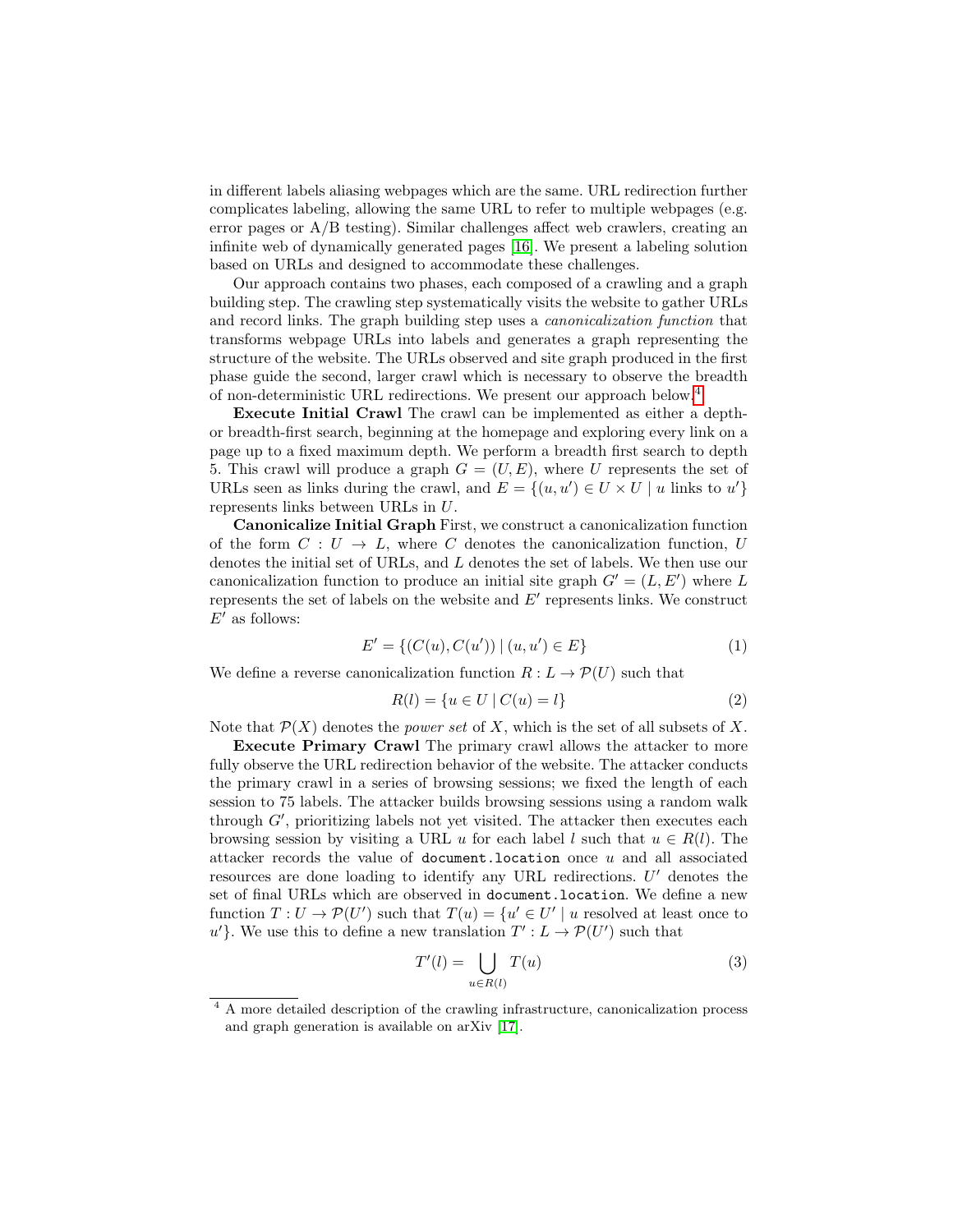in different labels aliasing webpages which are the same. URL redirection further complicates labeling, allowing the same URL to refer to multiple webpages (e.g. error pages or A/B testing). Similar challenges affect web crawlers, creating an infinite web of dynamically generated pages [16]. We present a labeling solution based on URLs and designed to accommodate these challenges.

Our approach contains two phases, each composed of a crawling and a graph building step. The crawling step systematically visits the website to gather URLs and record links. The graph building step uses a *canonicalization function* that transforms webpage URLs into labels and generates a graph representing the structure of the website. The URLs observed and site graph produced in the first phase guide the second, larger crawl which is necessary to observe the breadth of non-deterministic URL redirections. We present our approach below.[4]

**Execute Initial Crawl** The crawl can be implemented as either a depth- or breadth-first search, beginning at the homepage and exploring every link on a page up to a fixed maximum depth. We perform a breadth first search to depth 5. This crawl will produce a graph $G = (U, E)$, where $U$ represents the set of URLs seen as links during the crawl, and $E = \{(u, u') \in U \times U \mid u \text{ links to } u'\}$ represents links between URLs in $U$.

**Canonicalize Initial Graph** First, we construct a canonicalization function of the form $C : U \to L$, where $C$ denotes the canonicalization function, $U$ denotes the initial set of URLs, and $L$ denotes the set of labels. We then use our canonicalization function to produce an initial site graph $G' = (L, E')$ where $L$ represents the set of labels on the website and $E'$ represents links. We construct $E'$ as follows:

$$E' = \{(C(u), C(u')) \mid (u, u') \in E\} \tag{1}$$

We define a reverse canonicalization function $R : L \to \mathcal{P}(U)$ such that

$$R(l) = \{u \in U \mid C(u) = l\} \tag{2}$$

Note that $\mathcal{P}(X)$ denotes the *power set* of $X$, which is the set of all subsets of $X$.

**Execute Primary Crawl** The primary crawl allows the attacker to more fully observe the URL redirection behavior of the website. The attacker conducts the primary crawl in a series of browsing sessions; we fixed the length of each session to 75 labels. The attacker builds browsing sessions using a random walk through $G'$, prioritizing labels not yet visited. The attacker then executes each browsing session by visiting a URL $u$ for each label $l$ such that $u \in R(l)$. The attacker records the value of `document.location` once $u$ and all associated resources are done loading to identify any URL redirections. $U'$ denotes the set of final URLs which are observed in `document.location`. We define a new function $T : U \to \mathcal{P}(U')$ such that $T(u) = \{u' \in U' \mid u \text{ resolved at least once to } u'\}$. We use this to define a new translation $T' : L \to \mathcal{P}(U')$ such that

$$T'(l) = \bigcup_{u \in R(l)} T(u) \tag{3}$$

[4] A more detailed description of the crawling infrastructure, canonicalization process and graph generation is available on arXiv [17].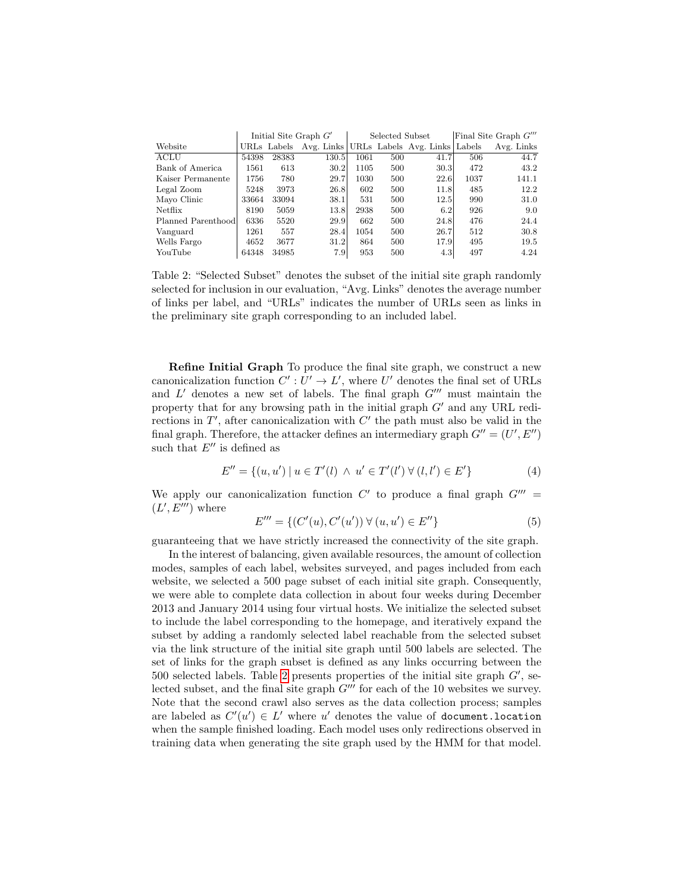| Website | Initial Site Graph $G'$ | | | Selected Subset | | | Final Site Graph $G'''$ | |
|---|---|---|---|---|---|---|---|---|
| | URLs | Labels | Avg. Links | URLs | Labels | Avg. Links | Labels | Avg. Links |
| ACLU | 54398 | 28383 | 130.5 | 1061 | 500 | 41.7 | 506 | 44.7 |
| Bank of America | 1561 | 613 | 30.2 | 1105 | 500 | 30.3 | 472 | 43.2 |
| Kaiser Permanente | 1756 | 780 | 29.7 | 1030 | 500 | 22.6 | 1037 | 141.1 |
| Legal Zoom | 5248 | 3973 | 26.8 | 602 | 500 | 11.8 | 485 | 12.2 |
| Mayo Clinic | 33664 | 33094 | 38.1 | 531 | 500 | 12.5 | 990 | 31.0 |
| Netflix | 8190 | 5059 | 13.8 | 2938 | 500 | 6.2 | 926 | 9.0 |
| Planned Parenthood | 6336 | 5520 | 29.9 | 662 | 500 | 24.8 | 476 | 24.4 |
| Vanguard | 1261 | 557 | 28.4 | 1054 | 500 | 26.7 | 512 | 30.8 |
| Wells Fargo | 4652 | 3677 | 31.2 | 864 | 500 | 17.9 | 495 | 19.5 |
| YouTube | 64348 | 34985 | 7.9 | 953 | 500 | 4.3 | 497 | 4.24 |

Table 2: "Selected Subset" denotes the subset of the initial site graph randomly selected for inclusion in our evaluation, "Avg. Links" denotes the average number of links per label, and "URLs" indicates the number of URLs seen as links in the preliminary site graph corresponding to an included label.

**Refine Initial Graph** To produce the final site graph, we construct a new canonicalization function $C' : U' \rightarrow L'$, where $U'$ denotes the final set of URLs and $L'$ denotes a new set of labels. The final graph $G'''$ must maintain the property that for any browsing path in the initial graph $G'$ and any URL redirections in $T'$, after canonicalization with $C'$ the path must also be valid in the final graph. Therefore, the attacker defines an intermediary graph $G'' = (U', E'')$ such that $E''$ is defined as

$$E'' = \{(u, u') \mid u \in T'(l) \land u' \in T'(l') \, \forall \, (l, l') \in E'\} \tag{4}$$

We apply our canonicalization function $C'$ to produce a final graph $G''' = (L', E''')$ where

$$E''' = \{(C'(u), C'(u')) \, \forall \, (u, u') \in E''\} \tag{5}$$

guaranteeing that we have strictly increased the connectivity of the site graph.

In the interest of balancing, given available resources, the amount of collection modes, samples of each label, websites surveyed, and pages included from each website, we selected a 500 page subset of each initial site graph. Consequently, we were able to complete data collection in about four weeks during December 2013 and January 2014 using four virtual hosts. We initialize the selected subset to include the label corresponding to the homepage, and iteratively expand the subset by adding a randomly selected label reachable from the selected subset via the link structure of the initial site graph until 500 labels are selected. The set of links for the graph subset is defined as any links occurring between the 500 selected labels. Table 2 presents properties of the initial site graph $G'$, selected subset, and the final site graph $G'''$ for each of the 10 websites we survey. Note that the second crawl also serves as the data collection process; samples are labeled as $C'(u') \in L'$ where $u'$ denotes the value of `document.location` when the sample finished loading. Each model uses only redirections observed in training data when generating the site graph used by the HMM for that model.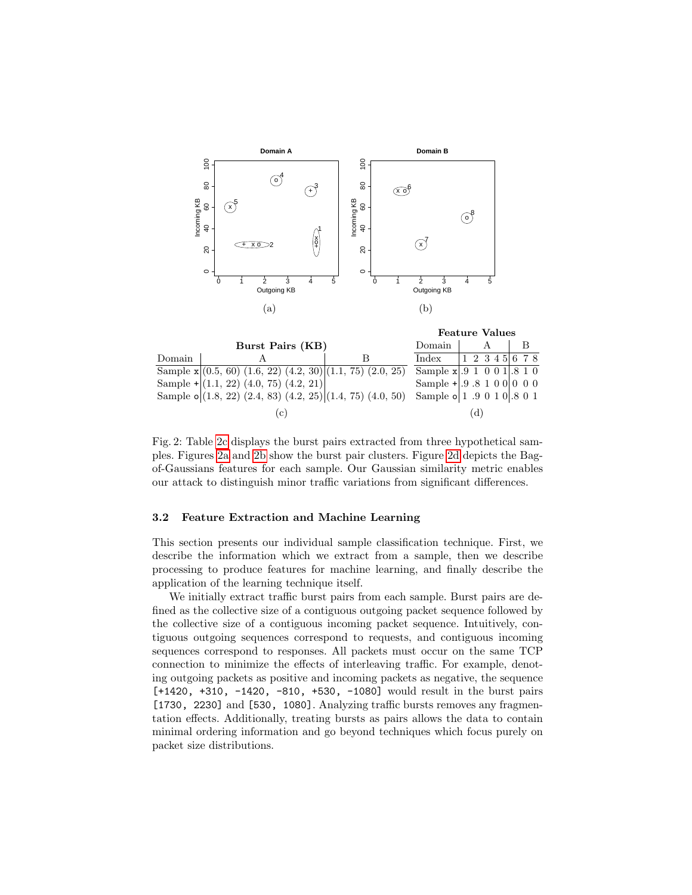(a) (b)

**Burst Pairs (KB)**

| Domain | A | B |
|---|---|---|
| Sample x | (0.5, 60) (1.6, 22) (4.2, 30) | (1.1, 75) (2.0, 25) |
| Sample + | (1.1, 22) (4.0, 75) (4.2, 21) | |
| Sample o | (1.8, 22) (2.4, 83) (4.2, 25) | (1.4, 75) (4.0, 50) |

(c)

**Feature Values**

| Domain | A | | | | | B | | |
|---|---|---|---|---|---|---|---|---|
| Index | 1 | 2 | 3 | 4 | 5 | 6 | 7 | 8 |
| Sample x | .9 | 1 | 0 | 0 | 1 | .8 | 1 | 0 |
| Sample + | .9 | .8 | 1 | 0 | 0 | 0 | 0 | 0 |
| Sample o | 1 | .9 | 0 | 1 | 0 | .8 | 0 | 1 |

(d)

Fig. 2: Table 2c displays the burst pairs extracted from three hypothetical samples. Figures 2a and 2b show the burst pair clusters. Figure 2d depicts the Bag-of-Gaussians features for each sample. Our Gaussian similarity metric enables our attack to distinguish minor traffic variations from significant differences.

### 3.2 Feature Extraction and Machine Learning

This section presents our individual sample classification technique. First, we describe the information which we extract from a sample, then we describe processing to produce features for machine learning, and finally describe the application of the learning technique itself.

We initially extract traffic burst pairs from each sample. Burst pairs are defined as the collective size of a contiguous outgoing packet sequence followed by the collective size of a contiguous incoming packet sequence. Intuitively, contiguous outgoing sequences correspond to requests, and contiguous incoming sequences correspond to responses. All packets must occur on the same TCP connection to minimize the effects of interleaving traffic. For example, denoting outgoing packets as positive and incoming packets as negative, the sequence `[+1420, +310, -1420, -810, +530, -1080]` would result in the burst pairs `[1730, 2230]` and `[530, 1080]`. Analyzing traffic bursts removes any fragmentation effects. Additionally, treating bursts as pairs allows the data to contain minimal ordering information and go beyond techniques which focus purely on packet size distributions.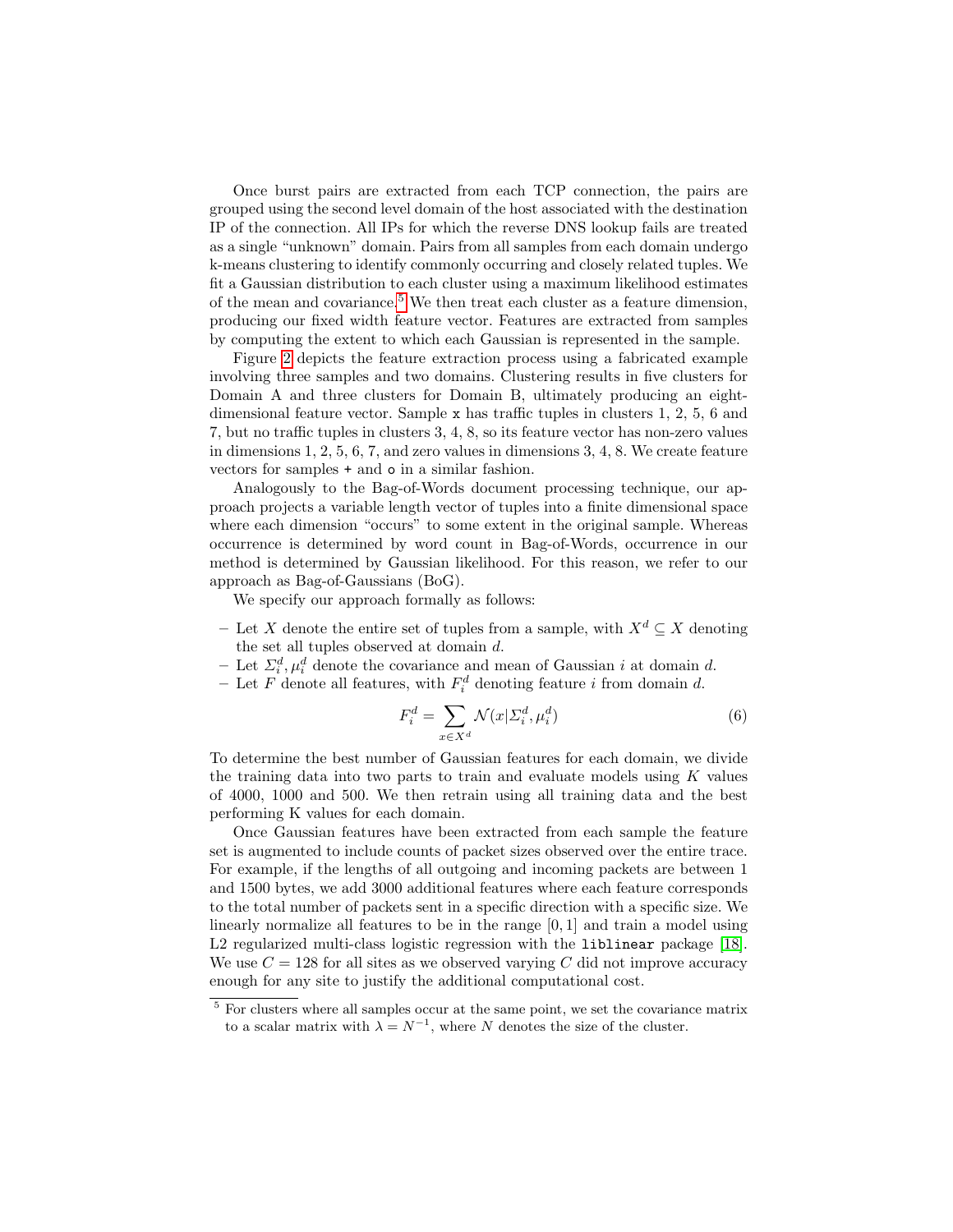Once burst pairs are extracted from each TCP connection, the pairs are grouped using the second level domain of the host associated with the destination IP of the connection. All IPs for which the reverse DNS lookup fails are treated as a single "unknown" domain. Pairs from all samples from each domain undergo k-means clustering to identify commonly occurring and closely related tuples. We fit a Gaussian distribution to each cluster using a maximum likelihood estimates of the mean and covariance.[5] We then treat each cluster as a feature dimension, producing our fixed width feature vector. Features are extracted from samples by computing the extent to which each Gaussian is represented in the sample.

Figure 2 depicts the feature extraction process using a fabricated example involving three samples and two domains. Clustering results in five clusters for Domain A and three clusters for Domain B, ultimately producing an eight-dimensional feature vector. Sample `x` has traffic tuples in clusters 1, 2, 5, 6 and 7, but no traffic tuples in clusters 3, 4, 8, so its feature vector has non-zero values in dimensions 1, 2, 5, 6, 7, and zero values in dimensions 3, 4, 8. We create feature vectors for samples `+` and `o` in a similar fashion.

Analogously to the Bag-of-Words document processing technique, our approach projects a variable length vector of tuples into a finite dimensional space where each dimension "occurs" to some extent in the original sample. Whereas occurrence is determined by word count in Bag-of-Words, occurrence in our method is determined by Gaussian likelihood. For this reason, we refer to our approach as Bag-of-Gaussians (BoG).

We specify our approach formally as follows:

- Let $X$ denote the entire set of tuples from a sample, with $X^d \subseteq X$ denoting the set all tuples observed at domain $d$.
- Let $\Sigma_i^d, \mu_i^d$ denote the covariance and mean of Gaussian $i$ at domain $d$.
- Let $F$ denote all features, with $F_i^d$ denoting feature $i$ from domain $d$.

$$F_i^d = \sum_{x \in X^d} \mathcal{N}(x | \Sigma_i^d, \mu_i^d) \tag{6}$$

To determine the best number of Gaussian features for each domain, we divide the training data into two parts to train and evaluate models using $K$ values of 4000, 1000 and 500. We then retrain using all training data and the best performing K values for each domain.

Once Gaussian features have been extracted from each sample the feature set is augmented to include counts of packet sizes observed over the entire trace. For example, if the lengths of all outgoing and incoming packets are between 1 and 1500 bytes, we add 3000 additional features where each feature corresponds to the total number of packets sent in a specific direction with a specific size. We linearly normalize all features to be in the range $[0, 1]$ and train a model using L2 regularized multi-class logistic regression with the `liblinear` package [18]. We use $C = 128$ for all sites as we observed varying $C$ did not improve accuracy enough for any site to justify the additional computational cost.

[5] For clusters where all samples occur at the same point, we set the covariance matrix to a scalar matrix with $\lambda = N^{-1}$, where $N$ denotes the size of the cluster.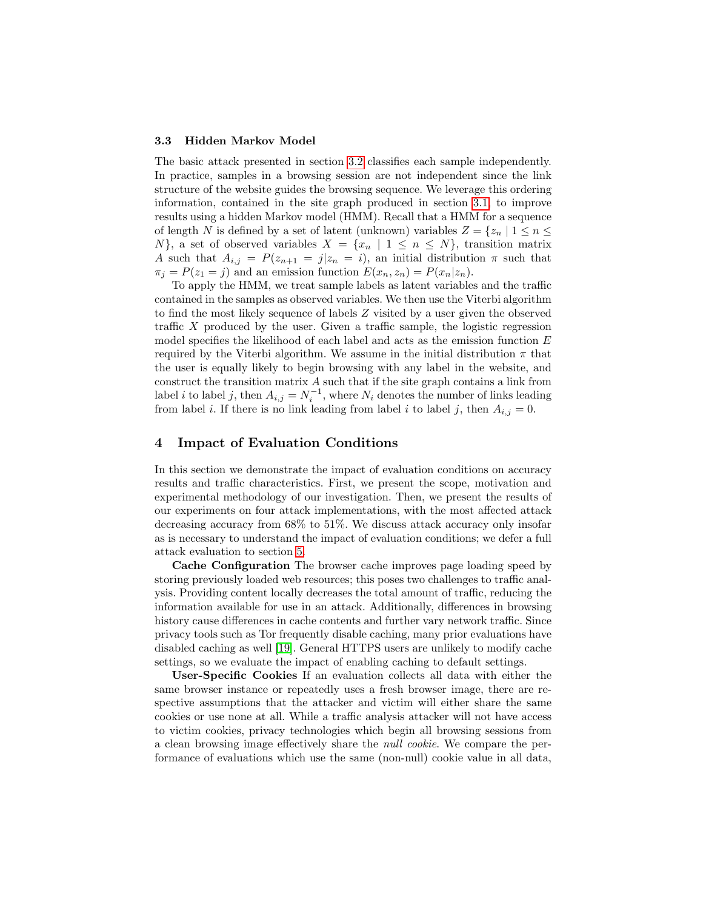### 3.3 Hidden Markov Model

The basic attack presented in section 3.2 classifies each sample independently. In practice, samples in a browsing session are not independent since the link structure of the website guides the browsing sequence. We leverage this ordering information, contained in the site graph produced in section 3.1, to improve results using a hidden Markov model (HMM). Recall that a HMM for a sequence of length $N$ is defined by a set of latent (unknown) variables $Z = \{z_n \mid 1 \leq n \leq N\}$, a set of observed variables $X = \{x_n \mid 1 \leq n \leq N\}$, transition matrix $A$ such that $A_{i,j} = P(z_{n+1} = j | z_n = i)$, an initial distribution $\pi$ such that $\pi_j = P(z_1 = j)$ and an emission function $E(x_n, z_n) = P(x_n | z_n)$.

To apply the HMM, we treat sample labels as latent variables and the traffic contained in the samples as observed variables. We then use the Viterbi algorithm to find the most likely sequence of labels $Z$ visited by a user given the observed traffic $X$ produced by the user. Given a traffic sample, the logistic regression model specifies the likelihood of each label and acts as the emission function $E$ required by the Viterbi algorithm. We assume in the initial distribution $\pi$ that the user is equally likely to begin browsing with any label in the website, and construct the transition matrix $A$ such that if the site graph contains a link from label $i$ to label $j$, then $A_{i,j} = N_i^{-1}$, where $N_i$ denotes the number of links leading from label $i$. If there is no link leading from label $i$ to label $j$, then $A_{i,j} = 0$.

## 4 Impact of Evaluation Conditions

In this section we demonstrate the impact of evaluation conditions on accuracy results and traffic characteristics. First, we present the scope, motivation and experimental methodology of our investigation. Then, we present the results of our experiments on four attack implementations, with the most affected attack decreasing accuracy from 68% to 51%. We discuss attack accuracy only insofar as is necessary to understand the impact of evaluation conditions; we defer a full attack evaluation to section 5.

**Cache Configuration** The browser cache improves page loading speed by storing previously loaded web resources; this poses two challenges to traffic analysis. Providing content locally decreases the total amount of traffic, reducing the information available for use in an attack. Additionally, differences in browsing history cause differences in cache contents and further vary network traffic. Since privacy tools such as Tor frequently disable caching, many prior evaluations have disabled caching as well [19]. General HTTPS users are unlikely to modify cache settings, so we evaluate the impact of enabling caching to default settings.

**User-Specific Cookies** If an evaluation collects all data with either the same browser instance or repeatedly uses a fresh browser image, there are respective assumptions that the attacker and victim will either share the same cookies or use none at all. While a traffic analysis attacker will not have access to victim cookies, privacy technologies which begin all browsing sessions from a clean browsing image effectively share the *null cookie*. We compare the performance of evaluations which use the same (non-null) cookie value in all data,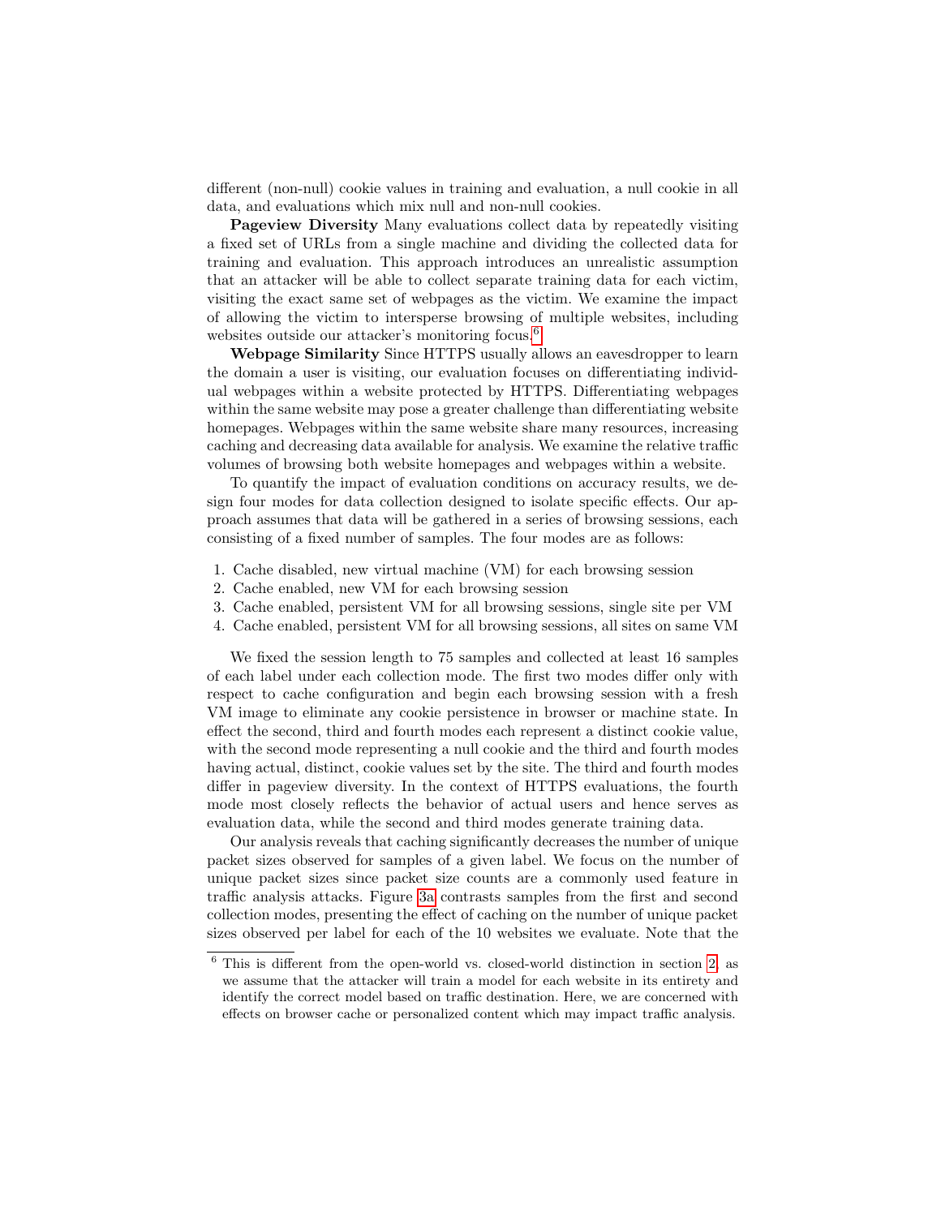different (non-null) cookie values in training and evaluation, a null cookie in all data, and evaluations which mix null and non-null cookies.

**Pageview Diversity** Many evaluations collect data by repeatedly visiting a fixed set of URLs from a single machine and dividing the collected data for training and evaluation. This approach introduces an unrealistic assumption that an attacker will be able to collect separate training data for each victim, visiting the exact same set of webpages as the victim. We examine the impact of allowing the victim to intersperse browsing of multiple websites, including websites outside our attacker's monitoring focus.[6]

**Webpage Similarity** Since HTTPS usually allows an eavesdropper to learn the domain a user is visiting, our evaluation focuses on differentiating individual webpages within a website protected by HTTPS. Differentiating webpages within the same website may pose a greater challenge than differentiating website homepages. Webpages within the same website share many resources, increasing caching and decreasing data available for analysis. We examine the relative traffic volumes of browsing both website homepages and webpages within a website.

To quantify the impact of evaluation conditions on accuracy results, we design four modes for data collection designed to isolate specific effects. Our approach assumes that data will be gathered in a series of browsing sessions, each consisting of a fixed number of samples. The four modes are as follows:

1. Cache disabled, new virtual machine (VM) for each browsing session
2. Cache enabled, new VM for each browsing session
3. Cache enabled, persistent VM for all browsing sessions, single site per VM
4. Cache enabled, persistent VM for all browsing sessions, all sites on same VM

We fixed the session length to 75 samples and collected at least 16 samples of each label under each collection mode. The first two modes differ only with respect to cache configuration and begin each browsing session with a fresh VM image to eliminate any cookie persistence in browser or machine state. In effect the second, third and fourth modes each represent a distinct cookie value, with the second mode representing a null cookie and the third and fourth modes having actual, distinct, cookie values set by the site. The third and fourth modes differ in pageview diversity. In the context of HTTPS evaluations, the fourth mode most closely reflects the behavior of actual users and hence serves as evaluation data, while the second and third modes generate training data.

Our analysis reveals that caching significantly decreases the number of unique packet sizes observed for samples of a given label. We focus on the number of unique packet sizes since packet size counts are a commonly used feature in traffic analysis attacks. Figure 3a contrasts samples from the first and second collection modes, presenting the effect of caching on the number of unique packet sizes observed per label for each of the 10 websites we evaluate. Note that the

---

[6] This is different from the open-world vs. closed-world distinction in section 2, as we assume that the attacker will train a model for each website in its entirety and identify the correct model based on traffic destination. Here, we are concerned with effects on browser cache or personalized content which may impact traffic analysis.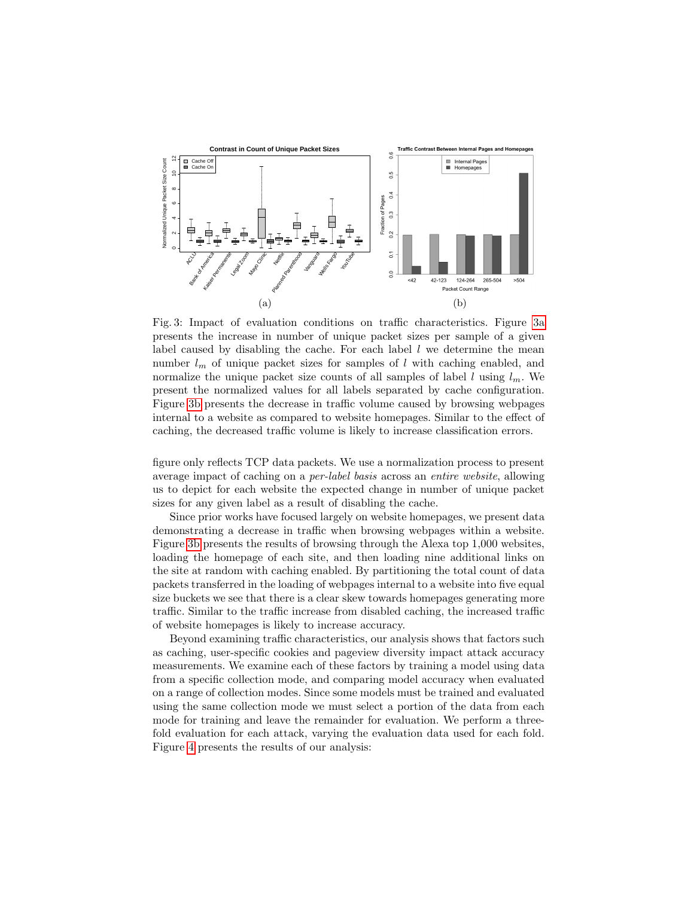Fig. 3: Impact of evaluation conditions on traffic characteristics. Figure 3a presents the increase in number of unique packet sizes per sample of a given label caused by disabling the cache. For each label $l$ we determine the mean number $l_m$ of unique packet sizes for samples of $l$ with caching enabled, and normalize the unique packet size counts of all samples of label $l$ using $l_m$. We present the normalized values for all labels separated by cache configuration. Figure 3b presents the decrease in traffic volume caused by browsing webpages internal to a website as compared to website homepages. Similar to the effect of caching, the decreased traffic volume is likely to increase classification errors.

figure only reflects TCP data packets. We use a normalization process to present average impact of caching on a *per-label basis* across an *entire website*, allowing us to depict for each website the expected change in number of unique packet sizes for any given label as a result of disabling the cache.

Since prior works have focused largely on website homepages, we present data demonstrating a decrease in traffic when browsing webpages within a website. Figure 3b presents the results of browsing through the Alexa top 1,000 websites, loading the homepage of each site, and then loading nine additional links on the site at random with caching enabled. By partitioning the total count of data packets transferred in the loading of webpages internal to a website into five equal size buckets we see that there is a clear skew towards homepages generating more traffic. Similar to the traffic increase from disabled caching, the increased traffic of website homepages is likely to increase accuracy.

Beyond examining traffic characteristics, our analysis shows that factors such as caching, user-specific cookies and pageview diversity impact attack accuracy measurements. We examine each of these factors by training a model using data from a specific collection mode, and comparing model accuracy when evaluated on a range of collection modes. Since some models must be trained and evaluated using the same collection mode we must select a portion of the data from each mode for training and leave the remainder for evaluation. We perform a three-fold evaluation for each attack, varying the evaluation data used for each fold. Figure 4 presents the results of our analysis: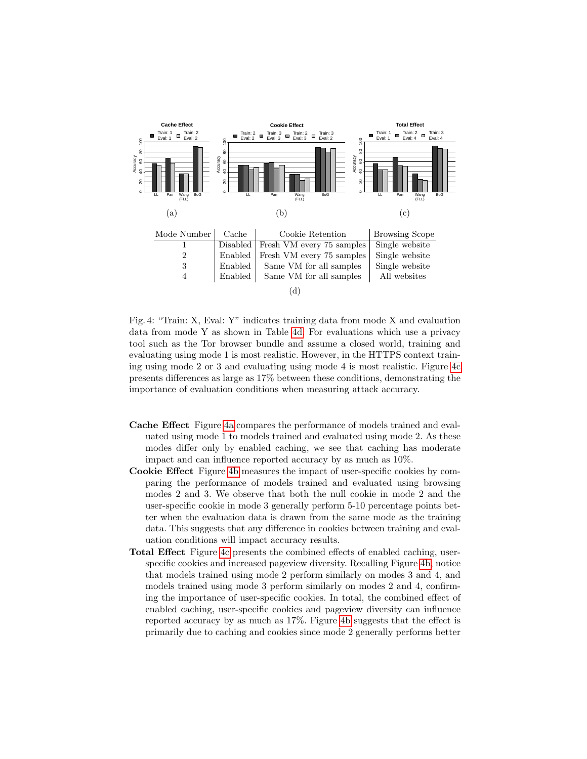| Mode Number | Cache | Cookie Retention | Browsing Scope |
|---|---|---|---|
| 1 | Disabled | Fresh VM every 75 samples | Single website |
| 2 | Enabled | Fresh VM every 75 samples | Single website |
| 3 | Enabled | Same VM for all samples | Single website |
| 4 | Enabled | Same VM for all samples | All websites |

(d)

Fig. 4: "Train: X, Eval: Y" indicates training data from mode X and evaluation data from mode Y as shown in Table 4d. For evaluations which use a privacy tool such as the Tor browser bundle and assume a closed world, training and evaluating using mode 1 is most realistic. However, in the HTTPS context training using mode 2 or 3 and evaluating using mode 4 is most realistic. Figure 4c presents differences as large as 17% between these conditions, demonstrating the importance of evaluation conditions when measuring attack accuracy.

- **Cache Effect** Figure 4a compares the performance of models trained and evaluated using mode 1 to models trained and evaluated using mode 2. As these modes differ only by enabled caching, we see that caching has moderate impact and can influence reported accuracy by as much as 10%.
- **Cookie Effect** Figure 4b measures the impact of user-specific cookies by comparing the performance of models trained and evaluated using browsing modes 2 and 3. We observe that both the null cookie in mode 2 and the user-specific cookie in mode 3 generally perform 5-10 percentage points better when the evaluation data is drawn from the same mode as the training data. This suggests that any difference in cookies between training and evaluation conditions will impact accuracy results.
- **Total Effect** Figure 4c presents the combined effects of enabled caching, user-specific cookies and increased pageview diversity. Recalling Figure 4b, notice that models trained using mode 2 perform similarly on modes 3 and 4, and models trained using mode 3 perform similarly on modes 2 and 4, confirming the importance of user-specific cookies. In total, the combined effect of enabled caching, user-specific cookies and pageview diversity can influence reported accuracy by as much as 17%. Figure 4b suggests that the effect is primarily due to caching and cookies since mode 2 generally performs better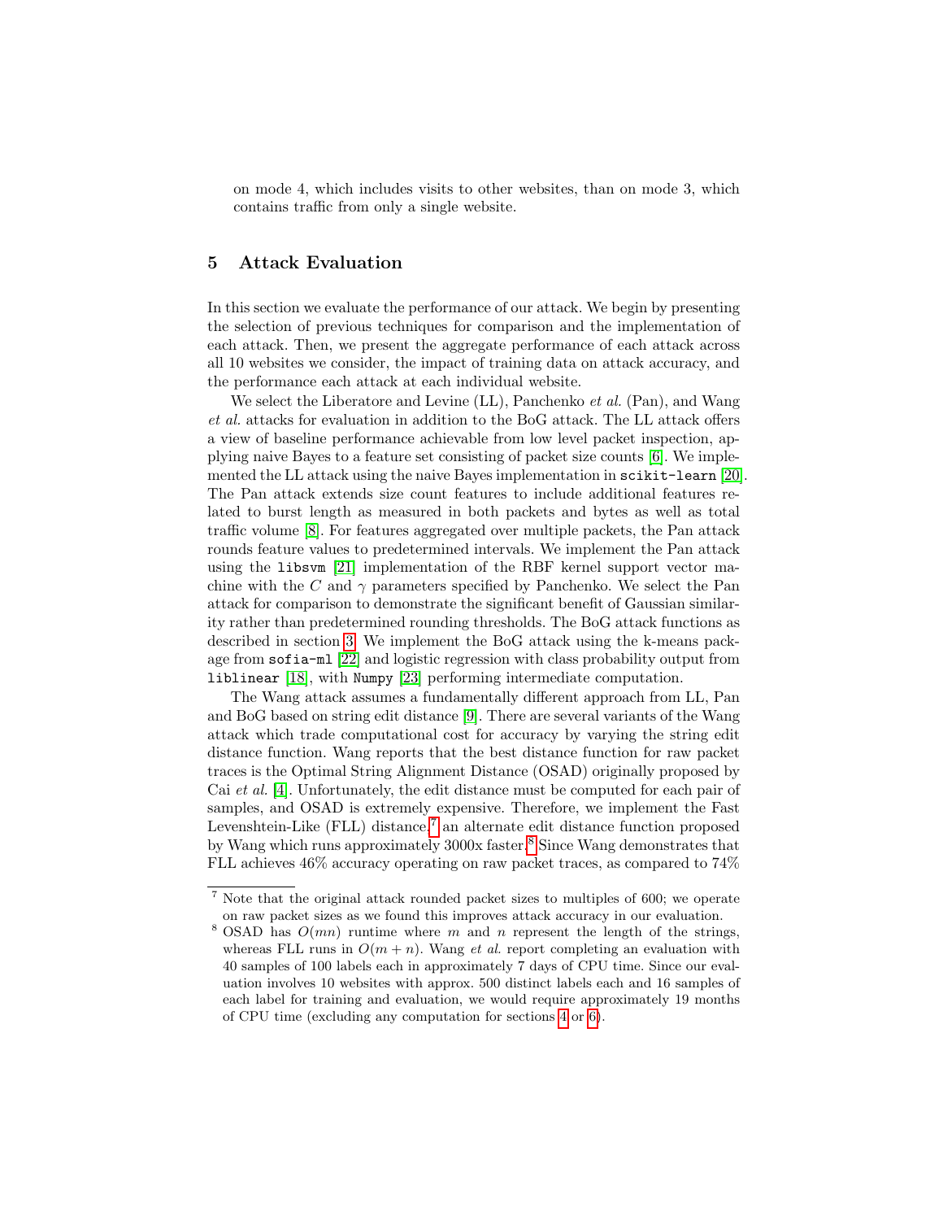on mode 4, which includes visits to other websites, than on mode 3, which contains traffic from only a single website.

## 5 Attack Evaluation

In this section we evaluate the performance of our attack. We begin by presenting the selection of previous techniques for comparison and the implementation of each attack. Then, we present the aggregate performance of each attack across all 10 websites we consider, the impact of training data on attack accuracy, and the performance each attack at each individual website.

We select the Liberatore and Levine (LL), Panchenko *et al.* (Pan), and Wang *et al.* attacks for evaluation in addition to the BoG attack. The LL attack offers a view of baseline performance achievable from low level packet inspection, applying naive Bayes to a feature set consisting of packet size counts [6]. We implemented the LL attack using the naive Bayes implementation in `scikit-learn` [20]. The Pan attack extends size count features to include additional features related to burst length as measured in both packets and bytes as well as total traffic volume [8]. For features aggregated over multiple packets, the Pan attack rounds feature values to predetermined intervals. We implement the Pan attack using the `libsvm` [21] implementation of the RBF kernel support vector machine with the $C$ and $\gamma$ parameters specified by Panchenko. We select the Pan attack for comparison to demonstrate the significant benefit of Gaussian similarity rather than predetermined rounding thresholds. The BoG attack functions as described in section 3. We implement the BoG attack using the k-means package from `sofia-ml` [22] and logistic regression with class probability output from `liblinear` [18], with `Numpy` [23] performing intermediate computation.

The Wang attack assumes a fundamentally different approach from LL, Pan and BoG based on string edit distance [9]. There are several variants of the Wang attack which trade computational cost for accuracy by varying the string edit distance function. Wang reports that the best distance function for raw packet traces is the Optimal String Alignment Distance (OSAD) originally proposed by Cai *et al.* [4]. Unfortunately, the edit distance must be computed for each pair of samples, and OSAD is extremely expensive. Therefore, we implement the Fast Levenshtein-Like (FLL) distance,[7] an alternate edit distance function proposed by Wang which runs approximately 3000x faster.[8] Since Wang demonstrates that FLL achieves 46% accuracy operating on raw packet traces, as compared to 74%

---

[7] Note that the original attack rounded packet sizes to multiples of 600; we operate on raw packet sizes as we found this improves attack accuracy in our evaluation.

[8] OSAD has $O(mn)$ runtime where $m$ and $n$ represent the length of the strings, whereas FLL runs in $O(m + n)$. Wang *et al.* report completing an evaluation with 40 samples of 100 labels each in approximately 7 days of CPU time. Since our evaluation involves 10 websites with approx. 500 distinct labels each and 16 samples of each label for training and evaluation, we would require approximately 19 months of CPU time (excluding any computation for sections 4 or 6).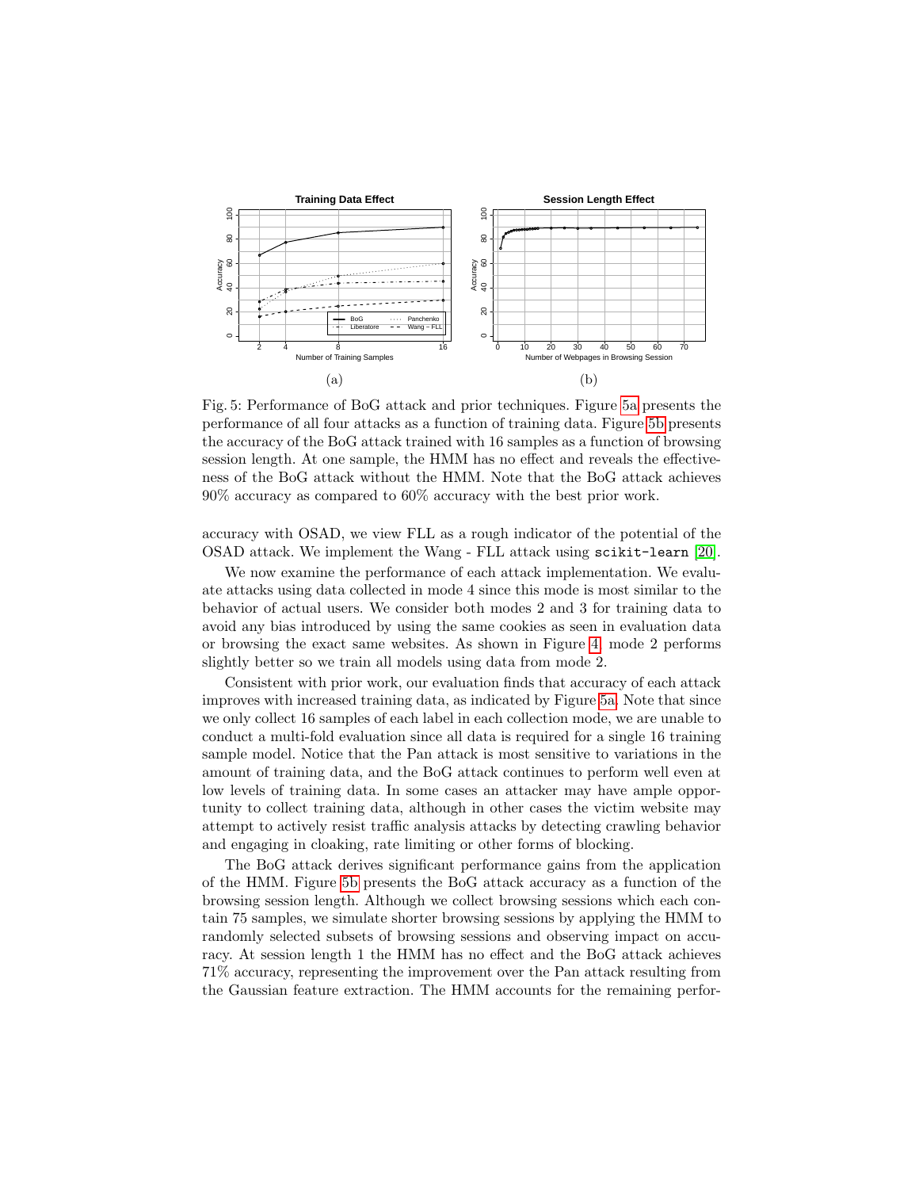Fig. 5: Performance of BoG attack and prior techniques. Figure 5a presents the performance of all four attacks as a function of training data. Figure 5b presents the accuracy of the BoG attack trained with 16 samples as a function of browsing session length. At one sample, the HMM has no effect and reveals the effectiveness of the BoG attack without the HMM. Note that the BoG attack achieves 90% accuracy as compared to 60% accuracy with the best prior work.

accuracy with OSAD, we view FLL as a rough indicator of the potential of the OSAD attack. We implement the Wang - FLL attack using `scikit-learn` [20].

We now examine the performance of each attack implementation. We evaluate attacks using data collected in mode 4 since this mode is most similar to the behavior of actual users. We consider both modes 2 and 3 for training data to avoid any bias introduced by using the same cookies as seen in evaluation data or browsing the exact same websites. As shown in Figure 4, mode 2 performs slightly better so we train all models using data from mode 2.

Consistent with prior work, our evaluation finds that accuracy of each attack improves with increased training data, as indicated by Figure 5a. Note that since we only collect 16 samples of each label in each collection mode, we are unable to conduct a multi-fold evaluation since all data is required for a single 16 training sample model. Notice that the Pan attack is most sensitive to variations in the amount of training data, and the BoG attack continues to perform well even at low levels of training data. In some cases an attacker may have ample opportunity to collect training data, although in other cases the victim website may attempt to actively resist traffic analysis attacks by detecting crawling behavior and engaging in cloaking, rate limiting or other forms of blocking.

The BoG attack derives significant performance gains from the application of the HMM. Figure 5b presents the BoG attack accuracy as a function of the browsing session length. Although we collect browsing sessions which each contain 75 samples, we simulate shorter browsing sessions by applying the HMM to randomly selected subsets of browsing sessions and observing impact on accuracy. At session length 1 the HMM has no effect and the BoG attack achieves 71% accuracy, representing the improvement over the Pan attack resulting from the Gaussian feature extraction. The HMM accounts for the remaining perfor-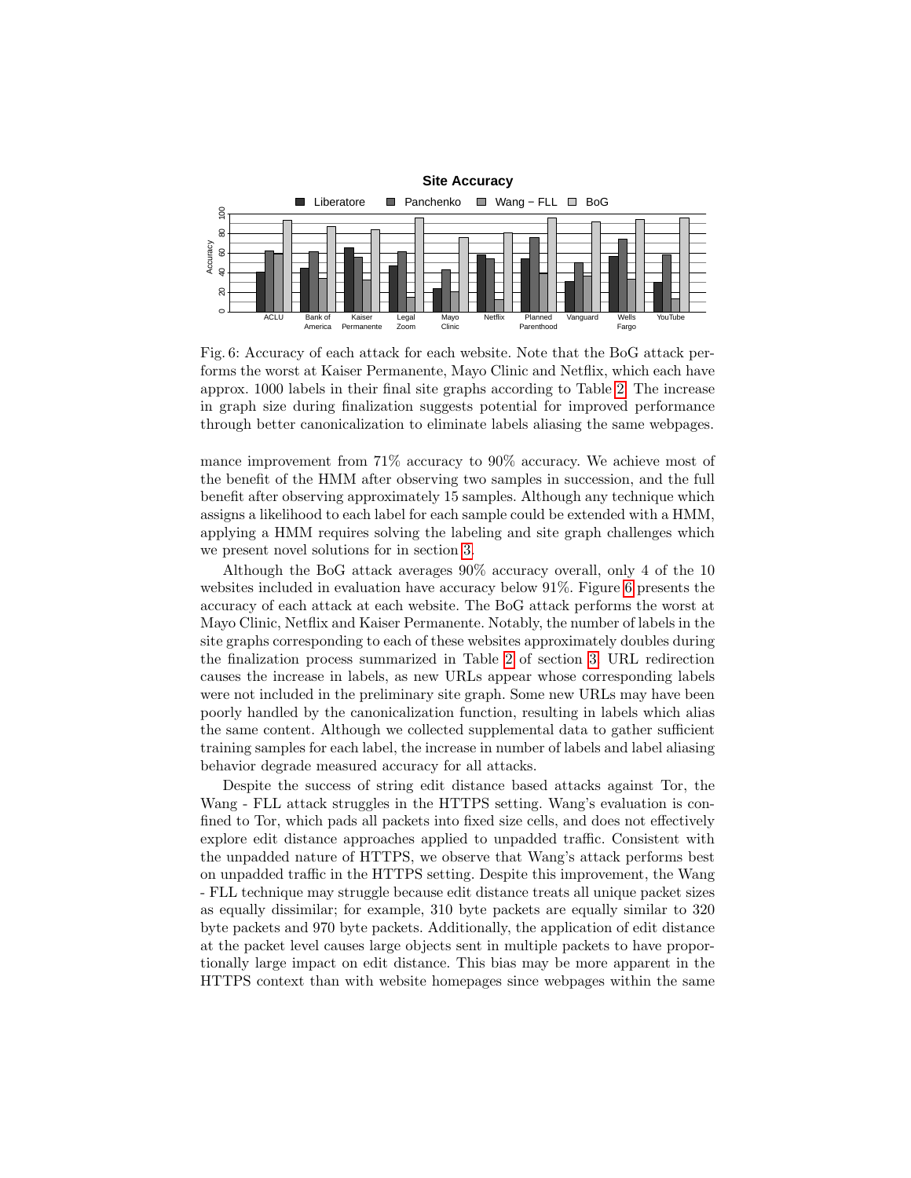Fig. 6: Accuracy of each attack for each website. Note that the BoG attack performs the worst at Kaiser Permanente, Mayo Clinic and Netflix, which each have approx. 1000 labels in their final site graphs according to Table 2. The increase in graph size during finalization suggests potential for improved performance through better canonicalization to eliminate labels aliasing the same webpages.

mance improvement from 71% accuracy to 90% accuracy. We achieve most of the benefit of the HMM after observing two samples in succession, and the full benefit after observing approximately 15 samples. Although any technique which assigns a likelihood to each label for each sample could be extended with a HMM, applying a HMM requires solving the labeling and site graph challenges which we present novel solutions for in section 3.

Although the BoG attack averages 90% accuracy overall, only 4 of the 10 websites included in evaluation have accuracy below 91%. Figure 6 presents the accuracy of each attack at each website. The BoG attack performs the worst at Mayo Clinic, Netflix and Kaiser Permanente. Notably, the number of labels in the site graphs corresponding to each of these websites approximately doubles during the finalization process summarized in Table 2 of section 3. URL redirection causes the increase in labels, as new URLs appear whose corresponding labels were not included in the preliminary site graph. Some new URLs may have been poorly handled by the canonicalization function, resulting in labels which alias the same content. Although we collected supplemental data to gather sufficient training samples for each label, the increase in number of labels and label aliasing behavior degrade measured accuracy for all attacks.

Despite the success of string edit distance based attacks against Tor, the Wang - FLL attack struggles in the HTTPS setting. Wang's evaluation is confined to Tor, which pads all packets into fixed size cells, and does not effectively explore edit distance approaches applied to unpadded traffic. Consistent with the unpadded nature of HTTPS, we observe that Wang's attack performs best on unpadded traffic in the HTTPS setting. Despite this improvement, the Wang - FLL technique may struggle because edit distance treats all unique packet sizes as equally dissimilar; for example, 310 byte packets are equally similar to 320 byte packets and 970 byte packets. Additionally, the application of edit distance at the packet level causes large objects sent in multiple packets to have proportionally large impact on edit distance. This bias may be more apparent in the HTTPS context than with website homepages since webpages within the same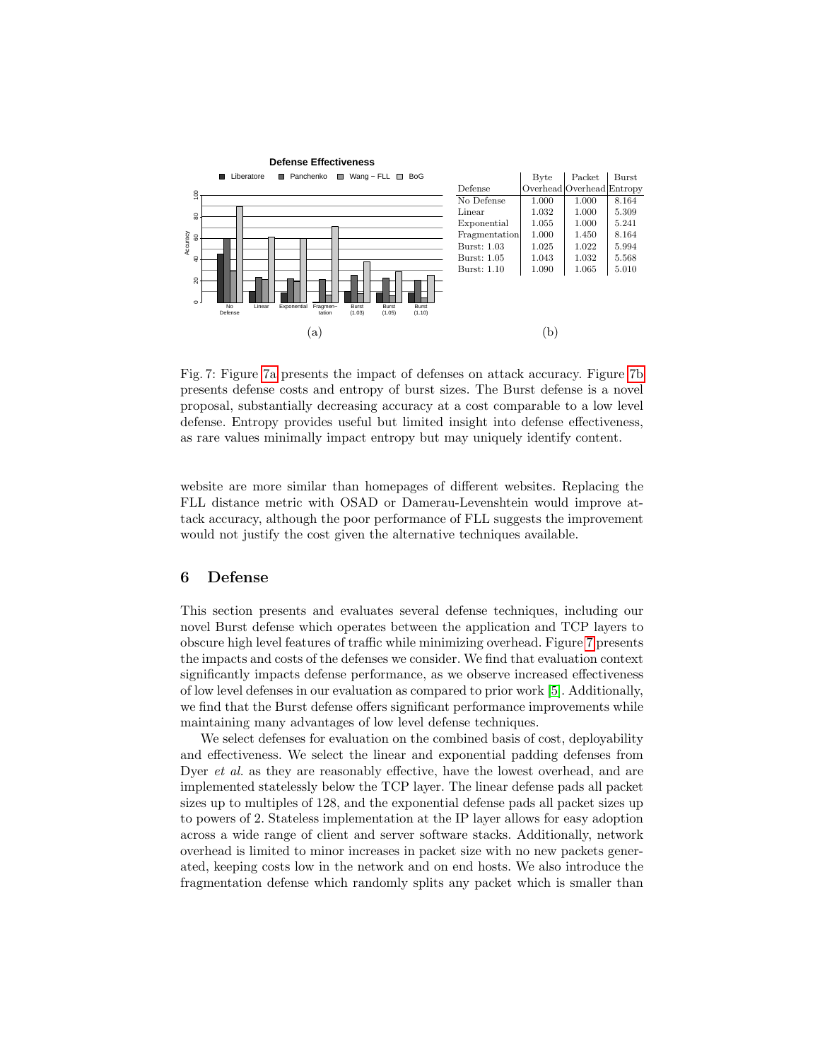| Defense | Byte Overhead | Packet Overhead | Burst Entropy |
|---|---|---|---|
| No Defense | 1.000 | 1.000 | 8.164 |
| Linear | 1.032 | 1.000 | 5.309 |
| Exponential | 1.055 | 1.000 | 5.241 |
| Fragmentation | 1.000 | 1.450 | 8.164 |
| Burst: 1.03 | 1.025 | 1.022 | 5.994 |
| Burst: 1.05 | 1.043 | 1.032 | 5.568 |
| Burst: 1.10 | 1.090 | 1.065 | 5.010 |

(a) (b)

Fig. 7: Figure 7a presents the impact of defenses on attack accuracy. Figure 7b presents defense costs and entropy of burst sizes. The Burst defense is a novel proposal, substantially decreasing accuracy at a cost comparable to a low level defense. Entropy provides useful but limited insight into defense effectiveness, as rare values minimally impact entropy but may uniquely identify content.

website are more similar than homepages of different websites. Replacing the FLL distance metric with OSAD or Damerau-Levenshtein would improve attack accuracy, although the poor performance of FLL suggests the improvement would not justify the cost given the alternative techniques available.

## 6 Defense

This section presents and evaluates several defense techniques, including our novel Burst defense which operates between the application and TCP layers to obscure high level features of traffic while minimizing overhead. Figure 7 presents the impacts and costs of the defenses we consider. We find that evaluation context significantly impacts defense performance, as we observe increased effectiveness of low level defenses in our evaluation as compared to prior work [5]. Additionally, we find that the Burst defense offers significant performance improvements while maintaining many advantages of low level defense techniques.

We select defenses for evaluation on the combined basis of cost, deployability and effectiveness. We select the linear and exponential padding defenses from Dyer *et al.* as they are reasonably effective, have the lowest overhead, and are implemented statelessly below the TCP layer. The linear defense pads all packet sizes up to multiples of 128, and the exponential defense pads all packet sizes up to powers of 2. Stateless implementation at the IP layer allows for easy adoption across a wide range of client and server software stacks. Additionally, network overhead is limited to minor increases in packet size with no new packets generated, keeping costs low in the network and on end hosts. We also introduce the fragmentation defense which randomly splits any packet which is smaller than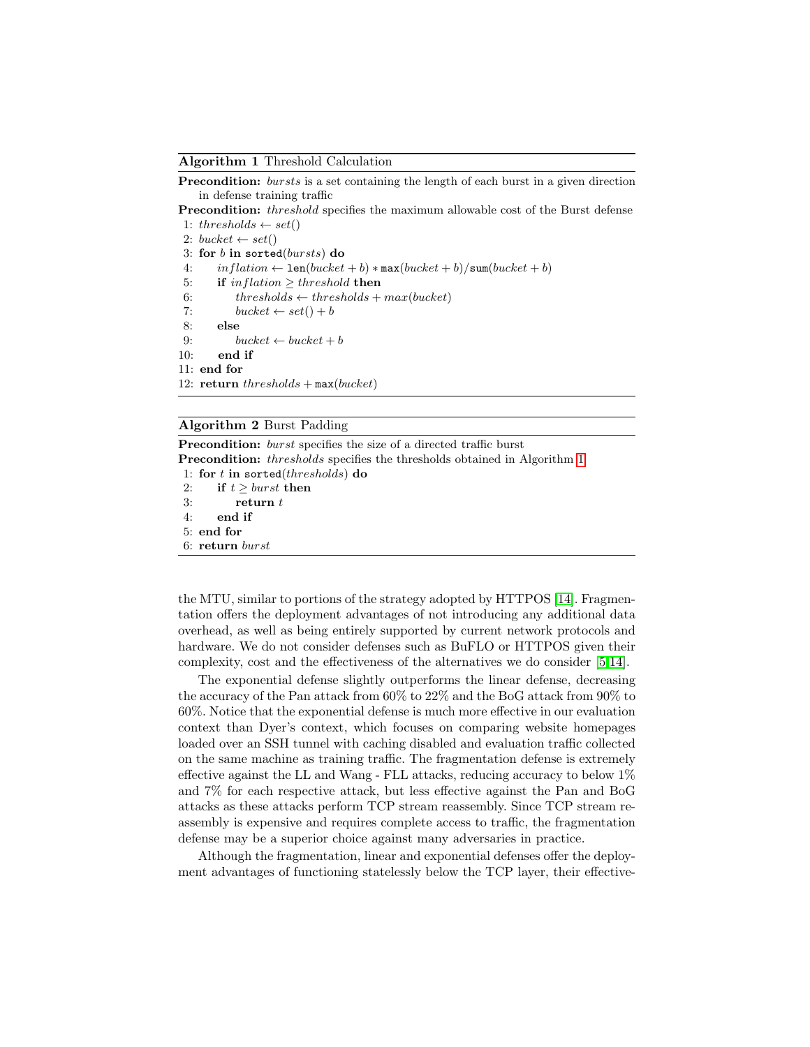**Algorithm 1** Threshold Calculation

---

**Precondition:** *bursts* is a set containing the length of each burst in a given direction in defense training traffic

**Precondition:** *threshold* specifies the maximum allowable cost of the Burst defense

```
1: thresholds ← set()
2: bucket ← set()
3: for b in sorted(bursts) do
4:     inflation ← len(bucket + b) * max(bucket + b)/sum(bucket + b)
5:     if inflation ≥ threshold then
6:         thresholds ← thresholds + max(bucket)
7:         bucket ← set() + b
8:     else
9:         bucket ← bucket + b
10:    end if
11: end for
12: return thresholds + max(bucket)
```

**Algorithm 2** Burst Padding

---

**Precondition:** *burst* specifies the size of a directed traffic burst

**Precondition:** *thresholds* specifies the thresholds obtained in Algorithm 1

```
1: for t in sorted(thresholds) do
2:     if t ≥ burst then
3:         return t
4:     end if
5: end for
6: return burst
```

the MTU, similar to portions of the strategy adopted by HTTPOS [14]. Fragmentation offers the deployment advantages of not introducing any additional data overhead, as well as being entirely supported by current network protocols and hardware. We do not consider defenses such as BuFLO or HTTPOS given their complexity, cost and the effectiveness of the alternatives we do consider [5,14].

The exponential defense slightly outperforms the linear defense, decreasing the accuracy of the Pan attack from 60% to 22% and the BoG attack from 90% to 60%. Notice that the exponential defense is much more effective in our evaluation context than Dyer's context, which focuses on comparing website homepages loaded over an SSH tunnel with caching disabled and evaluation traffic collected on the same machine as training traffic. The fragmentation defense is extremely effective against the LL and Wang - FLL attacks, reducing accuracy to below 1% and 7% for each respective attack, but less effective against the Pan and BoG attacks as these attacks perform TCP stream reassembly. Since TCP stream reassembly is expensive and requires complete access to traffic, the fragmentation defense may be a superior choice against many adversaries in practice.

Although the fragmentation, linear and exponential defenses offer the deployment advantages of functioning statelessly below the TCP layer, their effective-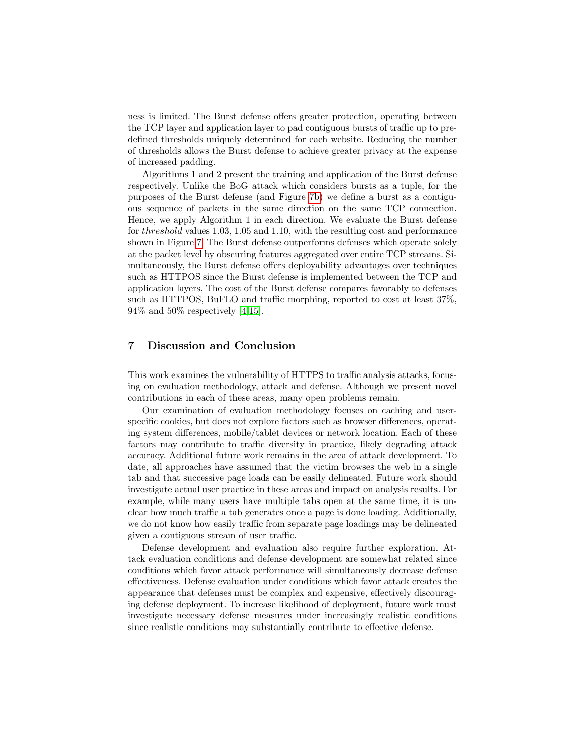ness is limited. The Burst defense offers greater protection, operating between the TCP layer and application layer to pad contiguous bursts of traffic up to predefined thresholds uniquely determined for each website. Reducing the number of thresholds allows the Burst defense to achieve greater privacy at the expense of increased padding.

Algorithms 1 and 2 present the training and application of the Burst defense respectively. Unlike the BoG attack which considers bursts as a tuple, for the purposes of the Burst defense (and Figure 7b) we define a burst as a contiguous sequence of packets in the same direction on the same TCP connection. Hence, we apply Algorithm 1 in each direction. We evaluate the Burst defense for *threshold* values 1.03, 1.05 and 1.10, with the resulting cost and performance shown in Figure 7. The Burst defense outperforms defenses which operate solely at the packet level by obscuring features aggregated over entire TCP streams. Simultaneously, the Burst defense offers deployability advantages over techniques such as HTTPOS since the Burst defense is implemented between the TCP and application layers. The cost of the Burst defense compares favorably to defenses such as HTTPOS, BuFLO and traffic morphing, reported to cost at least 37%, 94% and 50% respectively [4,15].

## 7 Discussion and Conclusion

This work examines the vulnerability of HTTPS to traffic analysis attacks, focusing on evaluation methodology, attack and defense. Although we present novel contributions in each of these areas, many open problems remain.

Our examination of evaluation methodology focuses on caching and user-specific cookies, but does not explore factors such as browser differences, operating system differences, mobile/tablet devices or network location. Each of these factors may contribute to traffic diversity in practice, likely degrading attack accuracy. Additional future work remains in the area of attack development. To date, all approaches have assumed that the victim browses the web in a single tab and that successive page loads can be easily delineated. Future work should investigate actual user practice in these areas and impact on analysis results. For example, while many users have multiple tabs open at the same time, it is unclear how much traffic a tab generates once a page is done loading. Additionally, we do not know how easily traffic from separate page loadings may be delineated given a contiguous stream of user traffic.

Defense development and evaluation also require further exploration. Attack evaluation conditions and defense development are somewhat related since conditions which favor attack performance will simultaneously decrease defense effectiveness. Defense evaluation under conditions which favor attack creates the appearance that defenses must be complex and expensive, effectively discouraging defense deployment. To increase likelihood of deployment, future work must investigate necessary defense measures under increasingly realistic conditions since realistic conditions may substantially contribute to effective defense.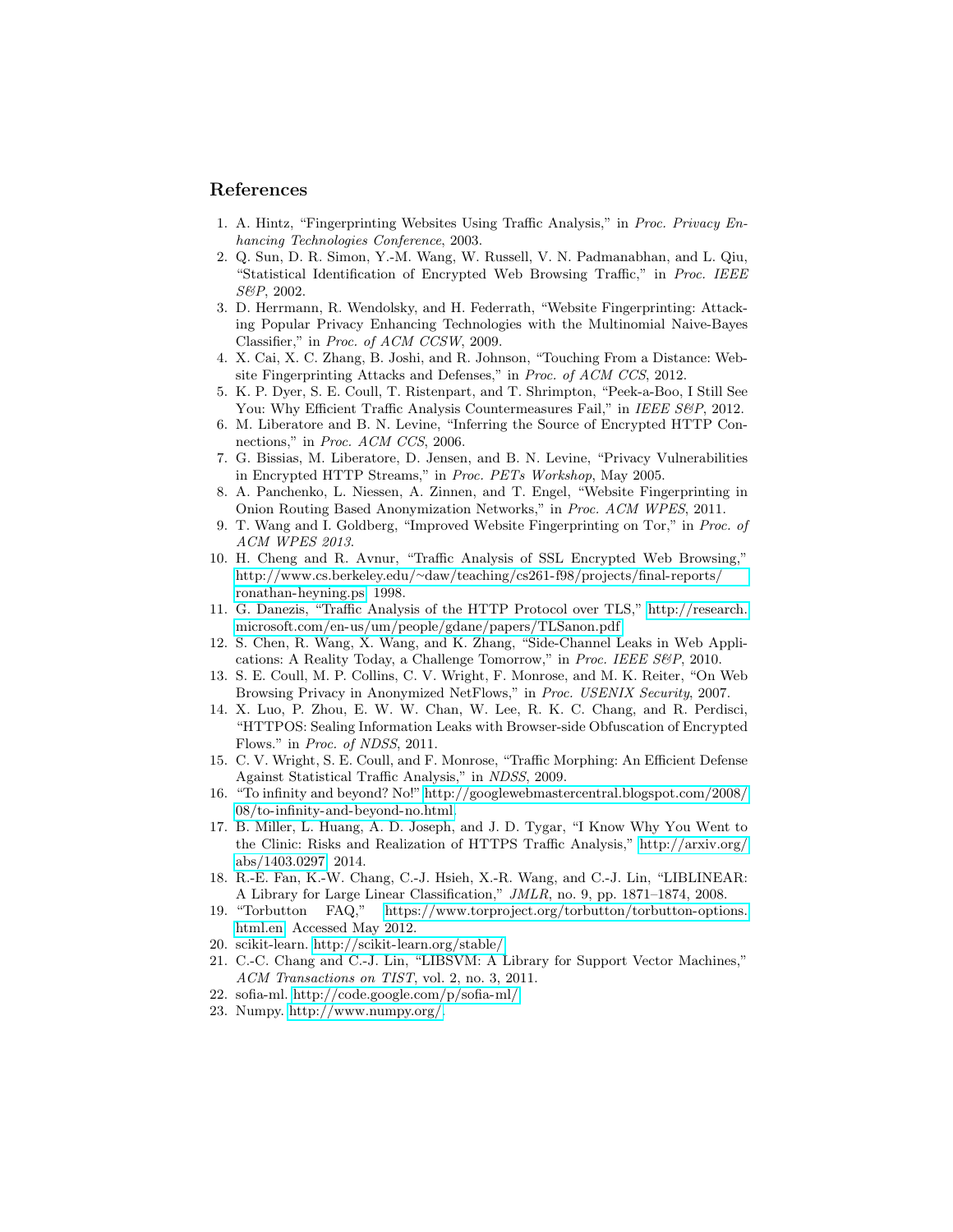## References

1. A. Hintz, "Fingerprinting Websites Using Traffic Analysis," in *Proc. Privacy Enhancing Technologies Conference*, 2003.
2. Q. Sun, D. R. Simon, Y.-M. Wang, W. Russell, V. N. Padmanabhan, and L. Qiu, "Statistical Identification of Encrypted Web Browsing Traffic," in *Proc. IEEE S&P*, 2002.
3. D. Herrmann, R. Wendolsky, and H. Federrath, "Website Fingerprinting: Attacking Popular Privacy Enhancing Technologies with the Multinomial Naive-Bayes Classifier," in *Proc. of ACM CCSW*, 2009.
4. X. Cai, X. C. Zhang, B. Joshi, and R. Johnson, "Touching From a Distance: Website Fingerprinting Attacks and Defenses," in *Proc. of ACM CCS*, 2012.
5. K. P. Dyer, S. E. Coull, T. Ristenpart, and T. Shrimpton, "Peek-a-Boo, I Still See You: Why Efficient Traffic Analysis Countermeasures Fail," in *IEEE S&P*, 2012.
6. M. Liberatore and B. N. Levine, "Inferring the Source of Encrypted HTTP Connections," in *Proc. ACM CCS*, 2006.
7. G. Bissias, M. Liberatore, D. Jensen, and B. N. Levine, "Privacy Vulnerabilities in Encrypted HTTP Streams," in *Proc. PETs Workshop*, May 2005.
8. A. Panchenko, L. Niessen, A. Zinnen, and T. Engel, "Website Fingerprinting in Onion Routing Based Anonymization Networks," in *Proc. ACM WPES*, 2011.
9. T. Wang and I. Goldberg, "Improved Website Fingerprinting on Tor," in *Proc. of ACM WPES 2013*.
10. H. Cheng and R. Avnur, "Traffic Analysis of SSL Encrypted Web Browsing," http://www.cs.berkeley.edu/~daw/teaching/cs261-f98/projects/final-reports/ronathan-heyning.ps, 1998.
11. G. Danezis, "Traffic Analysis of the HTTP Protocol over TLS," http://research.microsoft.com/en-us/um/people/gdane/papers/TLSanon.pdf.
12. S. Chen, R. Wang, X. Wang, and K. Zhang, "Side-Channel Leaks in Web Applications: A Reality Today, a Challenge Tomorrow," in *Proc. IEEE S&P*, 2010.
13. S. E. Coull, M. P. Collins, C. V. Wright, F. Monrose, and M. K. Reiter, "On Web Browsing Privacy in Anonymized NetFlows," in *Proc. USENIX Security*, 2007.
14. X. Luo, P. Zhou, E. W. W. Chan, W. Lee, R. K. C. Chang, and R. Perdisci, "HTTPOS: Sealing Information Leaks with Browser-side Obfuscation of Encrypted Flows." in *Proc. of NDSS*, 2011.
15. C. V. Wright, S. E. Coull, and F. Monrose, "Traffic Morphing: An Efficient Defense Against Statistical Traffic Analysis," in *NDSS*, 2009.
16. "To infinity and beyond? No!" http://googlewebmastercentral.blogspot.com/2008/08/to-infinity-and-beyond-no.html.
17. B. Miller, L. Huang, A. D. Joseph, and J. D. Tygar, "I Know Why You Went to the Clinic: Risks and Realization of HTTPS Traffic Analysis," http://arxiv.org/abs/1403.0297, 2014.
18. R.-E. Fan, K.-W. Chang, C.-J. Hsieh, X.-R. Wang, and C.-J. Lin, "LIBLINEAR: A Library for Large Linear Classification," *JMLR*, no. 9, pp. 1871–1874, 2008.
19. "Torbutton FAQ," https://www.torproject.org/torbutton/torbutton-options.html.en, Accessed May 2012.
20. scikit-learn. http://scikit-learn.org/stable/.
21. C.-C. Chang and C.-J. Lin, "LIBSVM: A Library for Support Vector Machines," *ACM Transactions on TIST*, vol. 2, no. 3, 2011.
22. sofia-ml. http://code.google.com/p/sofia-ml/.
23. Numpy. http://www.numpy.org/.